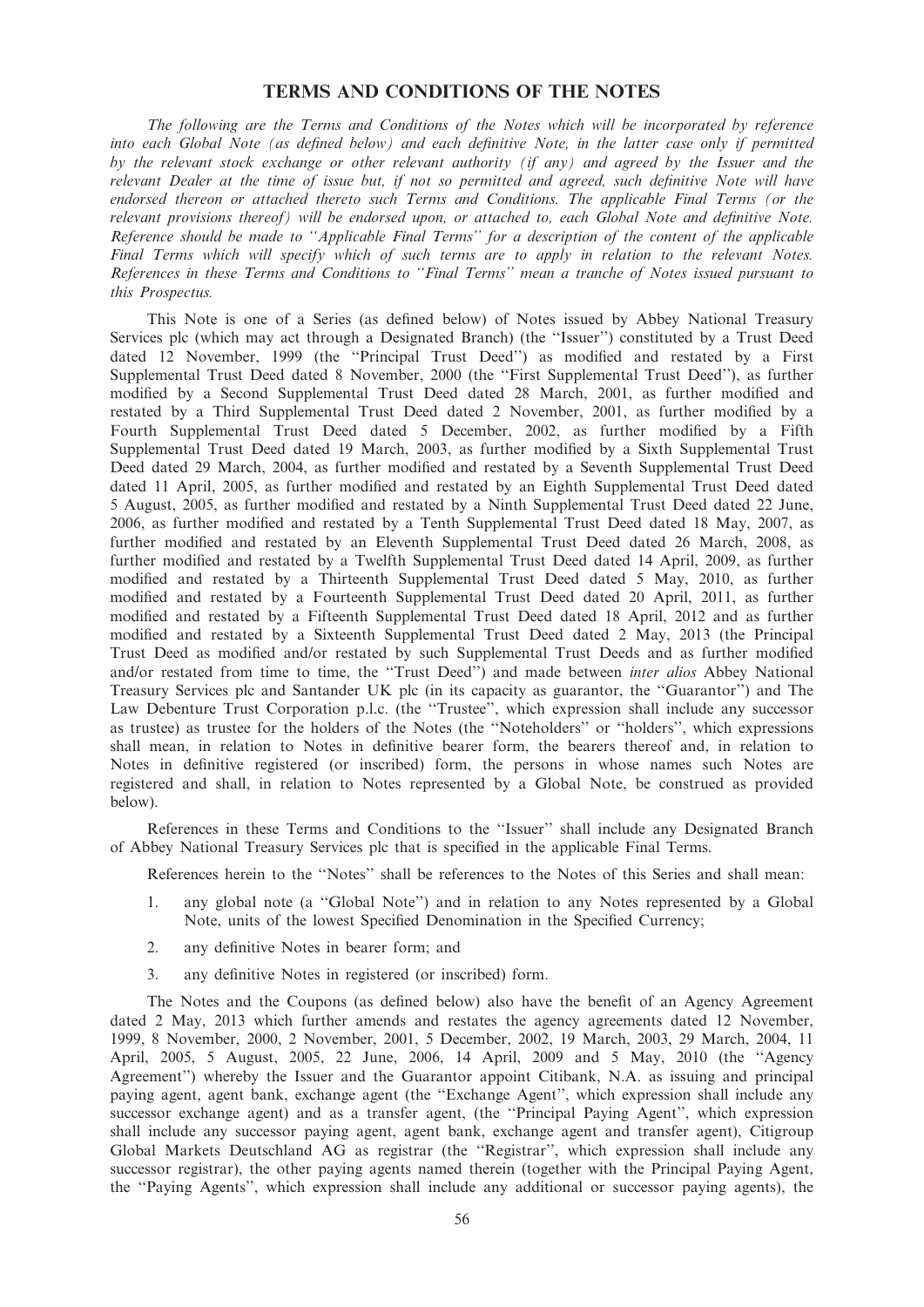# TERMS AND CONDITIONS OF THE NOTES

*The following are the Terms and Conditions of the Notes which will be incorporated by reference into each Global Note (as defined below) and each definitive Note, in the latter case only if permitted by the relevant stock exchange or other relevant authority (if any) and agreed by the Issuer and the relevant Dealer at the time of issue but, if not so permitted and agreed, such definitive Note will have endorsed thereon or attached thereto such Terms and Conditions. The applicable Final Terms (or the relevant provisions thereof) will be endorsed upon, or attached to, each Global Note and definitive Note. Reference should be made to "Applicable Final Terms" for a description of the content of the applicable Final Terms which will specify which of such terms are to apply in relation to the relevant Notes. References in these Terms and Conditions to "Final Terms" mean a tranche of Notes issued pursuant to this Prospectus.*

This Note is one of a Series (as defined below) of Notes issued by Abbey National Treasury Services plc (which may act through a Designated Branch) (the "Issuer") constituted by a Trust Deed dated 12 November, 1999 (the "Principal Trust Deed") as modified and restated by a First Supplemental Trust Deed dated 8 November, 2000 (the "First Supplemental Trust Deed"), as further modified by a Second Supplemental Trust Deed dated 28 March, 2001, as further modified and restated by a Third Supplemental Trust Deed dated 2 November, 2001, as further modified by a Fourth Supplemental Trust Deed dated 5 December, 2002, as further modified by a Fifth Supplemental Trust Deed dated 19 March, 2003, as further modified by a Sixth Supplemental Trust Deed dated 29 March, 2004, as further modified and restated by a Seventh Supplemental Trust Deed dated 11 April, 2005, as further modified and restated by an Eighth Supplemental Trust Deed dated 5 August, 2005, as further modified and restated by a Ninth Supplemental Trust Deed dated 22 June, 2006, as further modified and restated by a Tenth Supplemental Trust Deed dated 18 May, 2007, as further modified and restated by an Eleventh Supplemental Trust Deed dated 26 March, 2008, as further modified and restated by a Twelfth Supplemental Trust Deed dated 14 April, 2009, as further modified and restated by a Thirteenth Supplemental Trust Deed dated 5 May, 2010, as further modified and restated by a Fourteenth Supplemental Trust Deed dated 20 April, 2011, as further modified and restated by a Fifteenth Supplemental Trust Deed dated 18 April, 2012 and as further modified and restated by a Sixteenth Supplemental Trust Deed dated 2 May, 2013 (the Principal Trust Deed as modified and/or restated by such Supplemental Trust Deeds and as further modified and/or restated from time to time, the "Trust Deed") and made between *inter alios* Abbey National Treasury Services plc and Santander UK plc (in its capacity as guarantor, the "Guarantor") and The Law Debenture Trust Corporation p.l.c. (the "Trustee", which expression shall include any successor as trustee) as trustee for the holders of the Notes (the "Noteholders" or "holders", which expressions shall mean, in relation to Notes in definitive bearer form, the bearers thereof and, in relation to Notes in definitive registered (or inscribed) form, the persons in whose names such Notes are registered and shall, in relation to Notes represented by a Global Note, be construed as provided below).

References in these Terms and Conditions to the "Issuer" shall include any Designated Branch of Abbey National Treasury Services plc that is specified in the applicable Final Terms.

References herein to the "Notes" shall be references to the Notes of this Series and shall mean:

1. any global note (a "Global Note") and in relation to any Notes represented by a Global Note, units of the lowest Specified Denomination in the Specified Currency;
2. any definitive Notes in bearer form; and
3. any definitive Notes in registered (or inscribed) form.

The Notes and the Coupons (as defined below) also have the benefit of an Agency Agreement dated 2 May, 2013 which further amends and restates the agency agreements dated 12 November, 1999, 8 November, 2000, 2 November, 2001, 5 December, 2002, 19 March, 2003, 29 March, 2004, 11 April, 2005, 5 August, 2005, 22 June, 2006, 14 April, 2009 and 5 May, 2010 (the "Agency Agreement") whereby the Issuer and the Guarantor appoint Citibank, N.A. as issuing and principal paying agent, agent bank, exchange agent (the "Exchange Agent", which expression shall include any successor exchange agent) and as a transfer agent, (the "Principal Paying Agent", which expression shall include any successor paying agent, agent bank, exchange agent and transfer agent), Citigroup Global Markets Deutschland AG as registrar (the "Registrar", which expression shall include any successor registrar), the other paying agents named therein (together with the Principal Paying Agent, the "Paying Agents", which expression shall include any additional or successor paying agents), the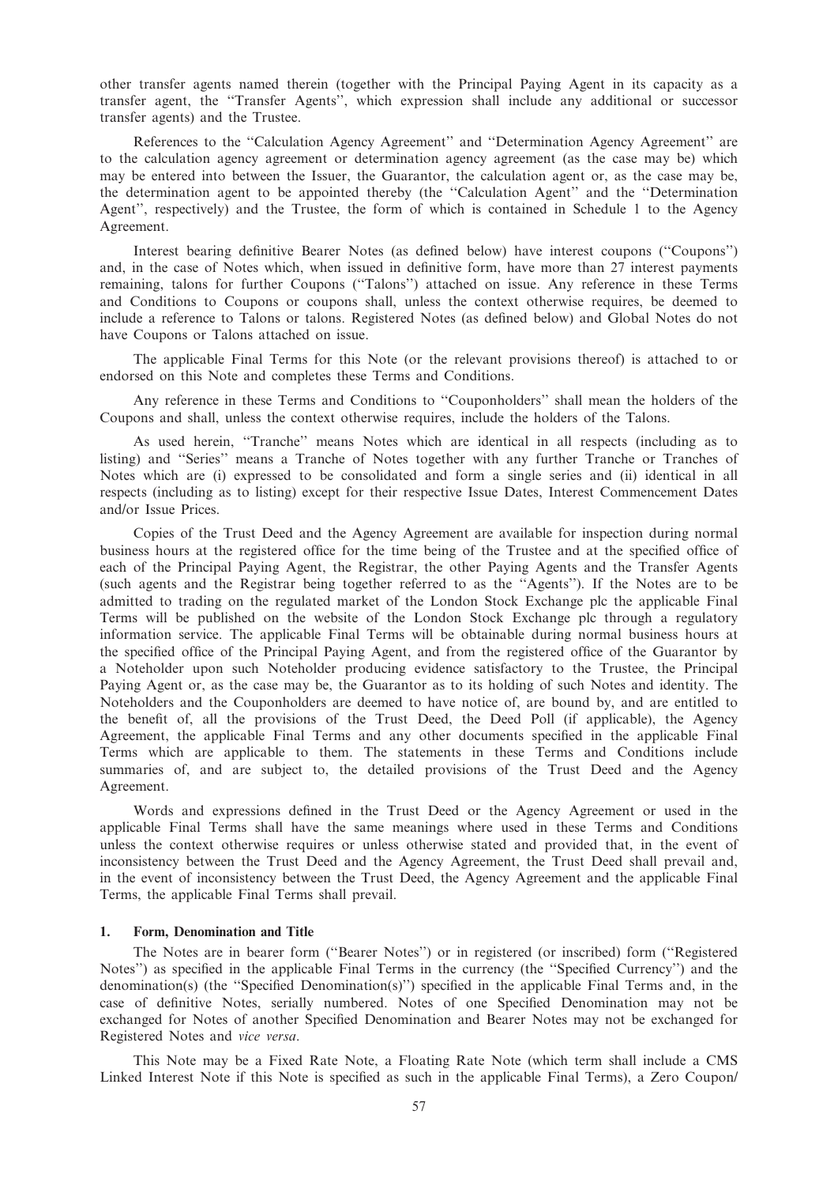other transfer agents named therein (together with the Principal Paying Agent in its capacity as a transfer agent, the ''Transfer Agents'', which expression shall include any additional or successor transfer agents) and the Trustee.

References to the ''Calculation Agency Agreement'' and ''Determination Agency Agreement'' are to the calculation agency agreement or determination agency agreement (as the case may be) which may be entered into between the Issuer, the Guarantor, the calculation agent or, as the case may be, the determination agent to be appointed thereby (the ''Calculation Agent'' and the ''Determination Agent'', respectively) and the Trustee, the form of which is contained in Schedule 1 to the Agency Agreement.

Interest bearing definitive Bearer Notes (as defined below) have interest coupons (''Coupons'') and, in the case of Notes which, when issued in definitive form, have more than 27 interest payments remaining, talons for further Coupons (''Talons'') attached on issue. Any reference in these Terms and Conditions to Coupons or coupons shall, unless the context otherwise requires, be deemed to include a reference to Talons or talons. Registered Notes (as defined below) and Global Notes do not have Coupons or Talons attached on issue.

The applicable Final Terms for this Note (or the relevant provisions thereof) is attached to or endorsed on this Note and completes these Terms and Conditions.

Any reference in these Terms and Conditions to ''Couponholders'' shall mean the holders of the Coupons and shall, unless the context otherwise requires, include the holders of the Talons.

As used herein, ''Tranche'' means Notes which are identical in all respects (including as to listing) and ''Series'' means a Tranche of Notes together with any further Tranche or Tranches of Notes which are (i) expressed to be consolidated and form a single series and (ii) identical in all respects (including as to listing) except for their respective Issue Dates, Interest Commencement Dates and/or Issue Prices.

Copies of the Trust Deed and the Agency Agreement are available for inspection during normal business hours at the registered office for the time being of the Trustee and at the specified office of each of the Principal Paying Agent, the Registrar, the other Paying Agents and the Transfer Agents (such agents and the Registrar being together referred to as the ''Agents''). If the Notes are to be admitted to trading on the regulated market of the London Stock Exchange plc the applicable Final Terms will be published on the website of the London Stock Exchange plc through a regulatory information service. The applicable Final Terms will be obtainable during normal business hours at the specified office of the Principal Paying Agent, and from the registered office of the Guarantor by a Noteholder upon such Noteholder producing evidence satisfactory to the Trustee, the Principal Paying Agent or, as the case may be, the Guarantor as to its holding of such Notes and identity. The Noteholders and the Couponholders are deemed to have notice of, are bound by, and are entitled to the benefit of, all the provisions of the Trust Deed, the Deed Poll (if applicable), the Agency Agreement, the applicable Final Terms and any other documents specified in the applicable Final Terms which are applicable to them. The statements in these Terms and Conditions include summaries of, and are subject to, the detailed provisions of the Trust Deed and the Agency Agreement.

Words and expressions defined in the Trust Deed or the Agency Agreement or used in the applicable Final Terms shall have the same meanings where used in these Terms and Conditions unless the context otherwise requires or unless otherwise stated and provided that, in the event of inconsistency between the Trust Deed and the Agency Agreement, the Trust Deed shall prevail and, in the event of inconsistency between the Trust Deed, the Agency Agreement and the applicable Final Terms, the applicable Final Terms shall prevail.

## 1. Form, Denomination and Title

The Notes are in bearer form (''Bearer Notes'') or in registered (or inscribed) form (''Registered Notes'') as specified in the applicable Final Terms in the currency (the ''Specified Currency'') and the denomination(s) (the ''Specified Denomination(s)'') specified in the applicable Final Terms and, in the case of definitive Notes, serially numbered. Notes of one Specified Denomination may not be exchanged for Notes of another Specified Denomination and Bearer Notes may not be exchanged for Registered Notes and *vice versa*.

This Note may be a Fixed Rate Note, a Floating Rate Note (which term shall include a CMS Linked Interest Note if this Note is specified as such in the applicable Final Terms), a Zero Coupon/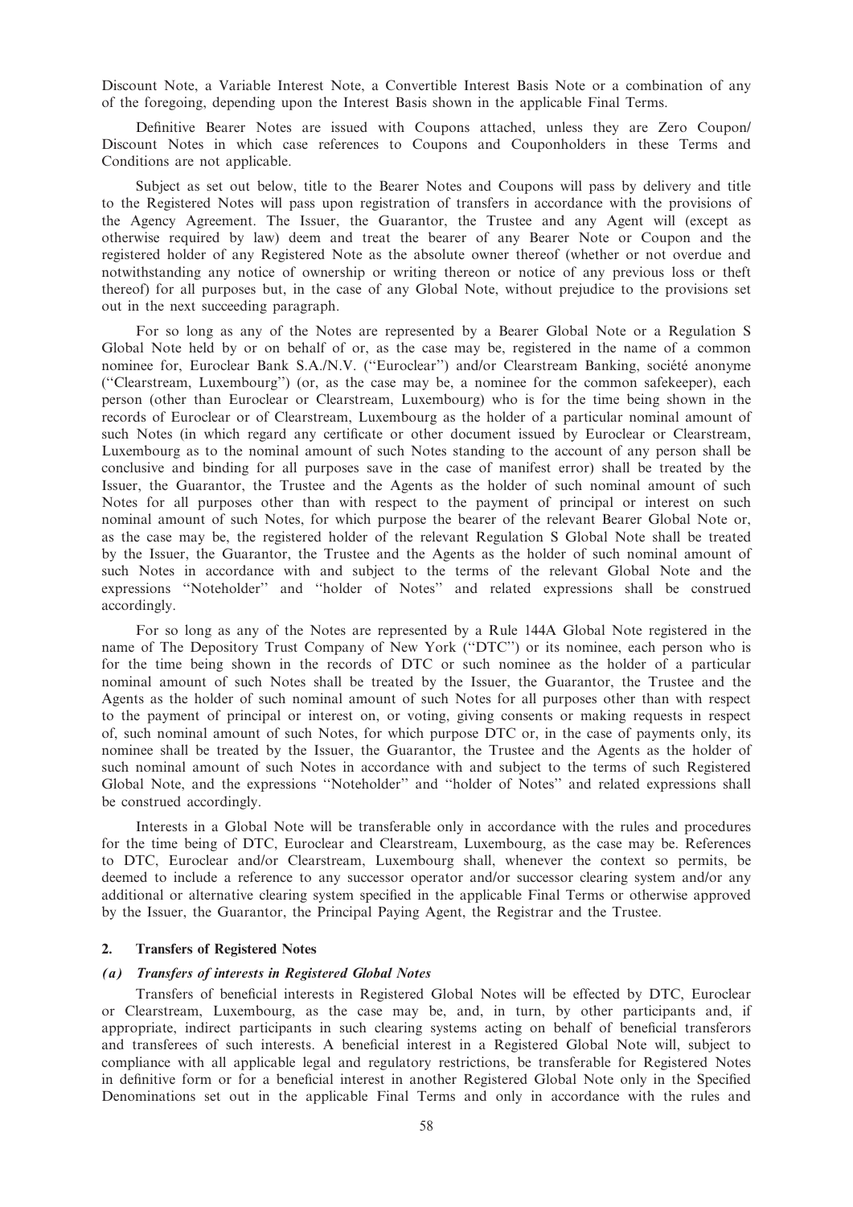Discount Note, a Variable Interest Note, a Convertible Interest Basis Note or a combination of any of the foregoing, depending upon the Interest Basis shown in the applicable Final Terms.

Definitive Bearer Notes are issued with Coupons attached, unless they are Zero Coupon/ Discount Notes in which case references to Coupons and Couponholders in these Terms and Conditions are not applicable.

Subject as set out below, title to the Bearer Notes and Coupons will pass by delivery and title to the Registered Notes will pass upon registration of transfers in accordance with the provisions of the Agency Agreement. The Issuer, the Guarantor, the Trustee and any Agent will (except as otherwise required by law) deem and treat the bearer of any Bearer Note or Coupon and the registered holder of any Registered Note as the absolute owner thereof (whether or not overdue and notwithstanding any notice of ownership or writing thereon or notice of any previous loss or theft thereof) for all purposes but, in the case of any Global Note, without prejudice to the provisions set out in the next succeeding paragraph.

For so long as any of the Notes are represented by a Bearer Global Note or a Regulation S Global Note held by or on behalf of or, as the case may be, registered in the name of a common nominee for, Euroclear Bank S.A./N.V. (''Euroclear'') and/or Clearstream Banking, société anonyme (''Clearstream, Luxembourg'') (or, as the case may be, a nominee for the common safekeeper), each person (other than Euroclear or Clearstream, Luxembourg) who is for the time being shown in the records of Euroclear or of Clearstream, Luxembourg as the holder of a particular nominal amount of such Notes (in which regard any certificate or other document issued by Euroclear or Clearstream, Luxembourg as to the nominal amount of such Notes standing to the account of any person shall be conclusive and binding for all purposes save in the case of manifest error) shall be treated by the Issuer, the Guarantor, the Trustee and the Agents as the holder of such nominal amount of such Notes for all purposes other than with respect to the payment of principal or interest on such nominal amount of such Notes, for which purpose the bearer of the relevant Bearer Global Note or, as the case may be, the registered holder of the relevant Regulation S Global Note shall be treated by the Issuer, the Guarantor, the Trustee and the Agents as the holder of such nominal amount of such Notes in accordance with and subject to the terms of the relevant Global Note and the expressions ''Noteholder'' and ''holder of Notes'' and related expressions shall be construed accordingly.

For so long as any of the Notes are represented by a Rule 144A Global Note registered in the name of The Depository Trust Company of New York (''DTC'') or its nominee, each person who is for the time being shown in the records of DTC or such nominee as the holder of a particular nominal amount of such Notes shall be treated by the Issuer, the Guarantor, the Trustee and the Agents as the holder of such nominal amount of such Notes for all purposes other than with respect to the payment of principal or interest on, or voting, giving consents or making requests in respect of, such nominal amount of such Notes, for which purpose DTC or, in the case of payments only, its nominee shall be treated by the Issuer, the Guarantor, the Trustee and the Agents as the holder of such nominal amount of such Notes in accordance with and subject to the terms of such Registered Global Note, and the expressions ''Noteholder'' and ''holder of Notes'' and related expressions shall be construed accordingly.

Interests in a Global Note will be transferable only in accordance with the rules and procedures for the time being of DTC, Euroclear and Clearstream, Luxembourg, as the case may be. References to DTC, Euroclear and/or Clearstream, Luxembourg shall, whenever the context so permits, be deemed to include a reference to any successor operator and/or successor clearing system and/or any additional or alternative clearing system specified in the applicable Final Terms or otherwise approved by the Issuer, the Guarantor, the Principal Paying Agent, the Registrar and the Trustee.

## 2. Transfers of Registered Notes

### *(a) Transfers of interests in Registered Global Notes*

Transfers of beneficial interests in Registered Global Notes will be effected by DTC, Euroclear or Clearstream, Luxembourg, as the case may be, and, in turn, by other participants and, if appropriate, indirect participants in such clearing systems acting on behalf of beneficial transferors and transferees of such interests. A beneficial interest in a Registered Global Note will, subject to compliance with all applicable legal and regulatory restrictions, be transferable for Registered Notes in definitive form or for a beneficial interest in another Registered Global Note only in the Specified Denominations set out in the applicable Final Terms and only in accordance with the rules and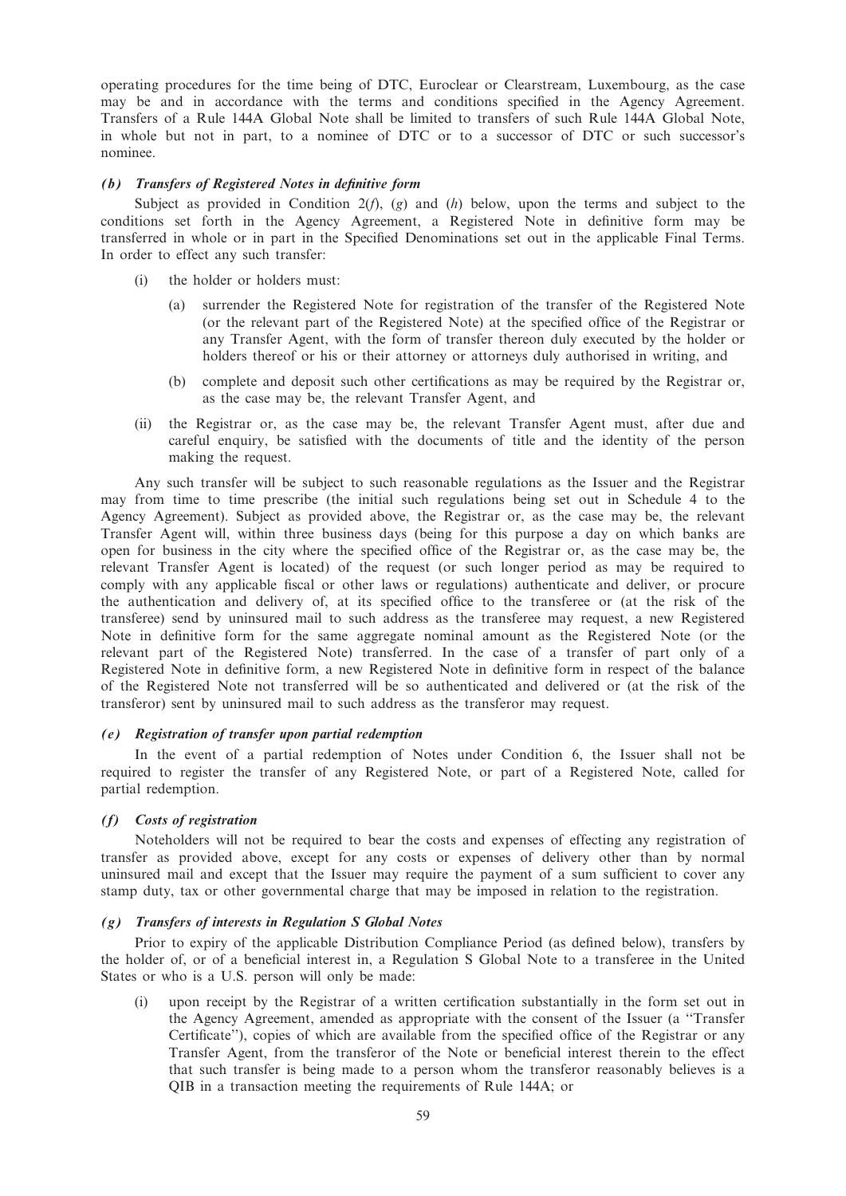operating procedures for the time being of DTC, Euroclear or Clearstream, Luxembourg, as the case may be and in accordance with the terms and conditions specified in the Agency Agreement. Transfers of a Rule 144A Global Note shall be limited to transfers of such Rule 144A Global Note, in whole but not in part, to a nominee of DTC or to a successor of DTC or such successor's nominee.

### *(b) Transfers of Registered Notes in definitive form*

Subject as provided in Condition 2(*f*), (*g*) and (*h*) below, upon the terms and subject to the conditions set forth in the Agency Agreement, a Registered Note in definitive form may be transferred in whole or in part in the Specified Denominations set out in the applicable Final Terms. In order to effect any such transfer:

(i) the holder or holders must:

  (a) surrender the Registered Note for registration of the transfer of the Registered Note (or the relevant part of the Registered Note) at the specified office of the Registrar or any Transfer Agent, with the form of transfer thereon duly executed by the holder or holders thereof or his or their attorney or attorneys duly authorised in writing, and

  (b) complete and deposit such other certifications as may be required by the Registrar or, as the case may be, the relevant Transfer Agent, and

(ii) the Registrar or, as the case may be, the relevant Transfer Agent must, after due and careful enquiry, be satisfied with the documents of title and the identity of the person making the request.

Any such transfer will be subject to such reasonable regulations as the Issuer and the Registrar may from time to time prescribe (the initial such regulations being set out in Schedule 4 to the Agency Agreement). Subject as provided above, the Registrar or, as the case may be, the relevant Transfer Agent will, within three business days (being for this purpose a day on which banks are open for business in the city where the specified office of the Registrar or, as the case may be, the relevant Transfer Agent is located) of the request (or such longer period as may be required to comply with any applicable fiscal or other laws or regulations) authenticate and deliver, or procure the authentication and delivery of, at its specified office to the transferee or (at the risk of the transferee) send by uninsured mail to such address as the transferee may request, a new Registered Note in definitive form for the same aggregate nominal amount as the Registered Note (or the relevant part of the Registered Note) transferred. In the case of a transfer of part only of a Registered Note in definitive form, a new Registered Note in definitive form in respect of the balance of the Registered Note not transferred will be so authenticated and delivered or (at the risk of the transferor) sent by uninsured mail to such address as the transferor may request.

### *(e) Registration of transfer upon partial redemption*

In the event of a partial redemption of Notes under Condition 6, the Issuer shall not be required to register the transfer of any Registered Note, or part of a Registered Note, called for partial redemption.

### *(f) Costs of registration*

Noteholders will not be required to bear the costs and expenses of effecting any registration of transfer as provided above, except for any costs or expenses of delivery other than by normal uninsured mail and except that the Issuer may require the payment of a sum sufficient to cover any stamp duty, tax or other governmental charge that may be imposed in relation to the registration.

### *(g) Transfers of interests in Regulation S Global Notes*

Prior to expiry of the applicable Distribution Compliance Period (as defined below), transfers by the holder of, or of a beneficial interest in, a Regulation S Global Note to a transferee in the United States or who is a U.S. person will only be made:

(i) upon receipt by the Registrar of a written certification substantially in the form set out in the Agency Agreement, amended as appropriate with the consent of the Issuer (a "Transfer Certificate"), copies of which are available from the specified office of the Registrar or any Transfer Agent, from the transferor of the Note or beneficial interest therein to the effect that such transfer is being made to a person whom the transferor reasonably believes is a QIB in a transaction meeting the requirements of Rule 144A; or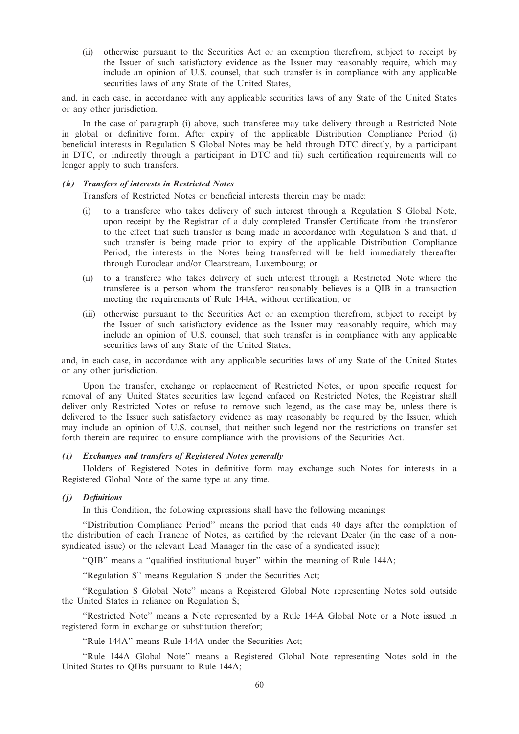(ii) otherwise pursuant to the Securities Act or an exemption therefrom, subject to receipt by the Issuer of such satisfactory evidence as the Issuer may reasonably require, which may include an opinion of U.S. counsel, that such transfer is in compliance with any applicable securities laws of any State of the United States,

and, in each case, in accordance with any applicable securities laws of any State of the United States or any other jurisdiction.

In the case of paragraph (i) above, such transferee may take delivery through a Restricted Note in global or definitive form. After expiry of the applicable Distribution Compliance Period (i) beneficial interests in Regulation S Global Notes may be held through DTC directly, by a participant in DTC, or indirectly through a participant in DTC and (ii) such certification requirements will no longer apply to such transfers.

### *(h) Transfers of interests in Restricted Notes*

Transfers of Restricted Notes or beneficial interests therein may be made:

(i) to a transferee who takes delivery of such interest through a Regulation S Global Note, upon receipt by the Registrar of a duly completed Transfer Certificate from the transferor to the effect that such transfer is being made in accordance with Regulation S and that, if such transfer is being made prior to expiry of the applicable Distribution Compliance Period, the interests in the Notes being transferred will be held immediately thereafter through Euroclear and/or Clearstream, Luxembourg; or

(ii) to a transferee who takes delivery of such interest through a Restricted Note where the transferee is a person whom the transferor reasonably believes is a QIB in a transaction meeting the requirements of Rule 144A, without certification; or

(iii) otherwise pursuant to the Securities Act or an exemption therefrom, subject to receipt by the Issuer of such satisfactory evidence as the Issuer may reasonably require, which may include an opinion of U.S. counsel, that such transfer is in compliance with any applicable securities laws of any State of the United States,

and, in each case, in accordance with any applicable securities laws of any State of the United States or any other jurisdiction.

Upon the transfer, exchange or replacement of Restricted Notes, or upon specific request for removal of any United States securities law legend enfaced on Restricted Notes, the Registrar shall deliver only Restricted Notes or refuse to remove such legend, as the case may be, unless there is delivered to the Issuer such satisfactory evidence as may reasonably be required by the Issuer, which may include an opinion of U.S. counsel, that neither such legend nor the restrictions on transfer set forth therein are required to ensure compliance with the provisions of the Securities Act.

### *(i) Exchanges and transfers of Registered Notes generally*

Holders of Registered Notes in definitive form may exchange such Notes for interests in a Registered Global Note of the same type at any time.

### *(j) Definitions*

In this Condition, the following expressions shall have the following meanings:

"Distribution Compliance Period" means the period that ends 40 days after the completion of the distribution of each Tranche of Notes, as certified by the relevant Dealer (in the case of a non-syndicated issue) or the relevant Lead Manager (in the case of a syndicated issue);

"QIB" means a "qualified institutional buyer" within the meaning of Rule 144A;

"Regulation S" means Regulation S under the Securities Act;

"Regulation S Global Note" means a Registered Global Note representing Notes sold outside the United States in reliance on Regulation S;

"Restricted Note" means a Note represented by a Rule 144A Global Note or a Note issued in registered form in exchange or substitution therefor;

"Rule 144A" means Rule 144A under the Securities Act;

"Rule 144A Global Note" means a Registered Global Note representing Notes sold in the United States to QIBs pursuant to Rule 144A;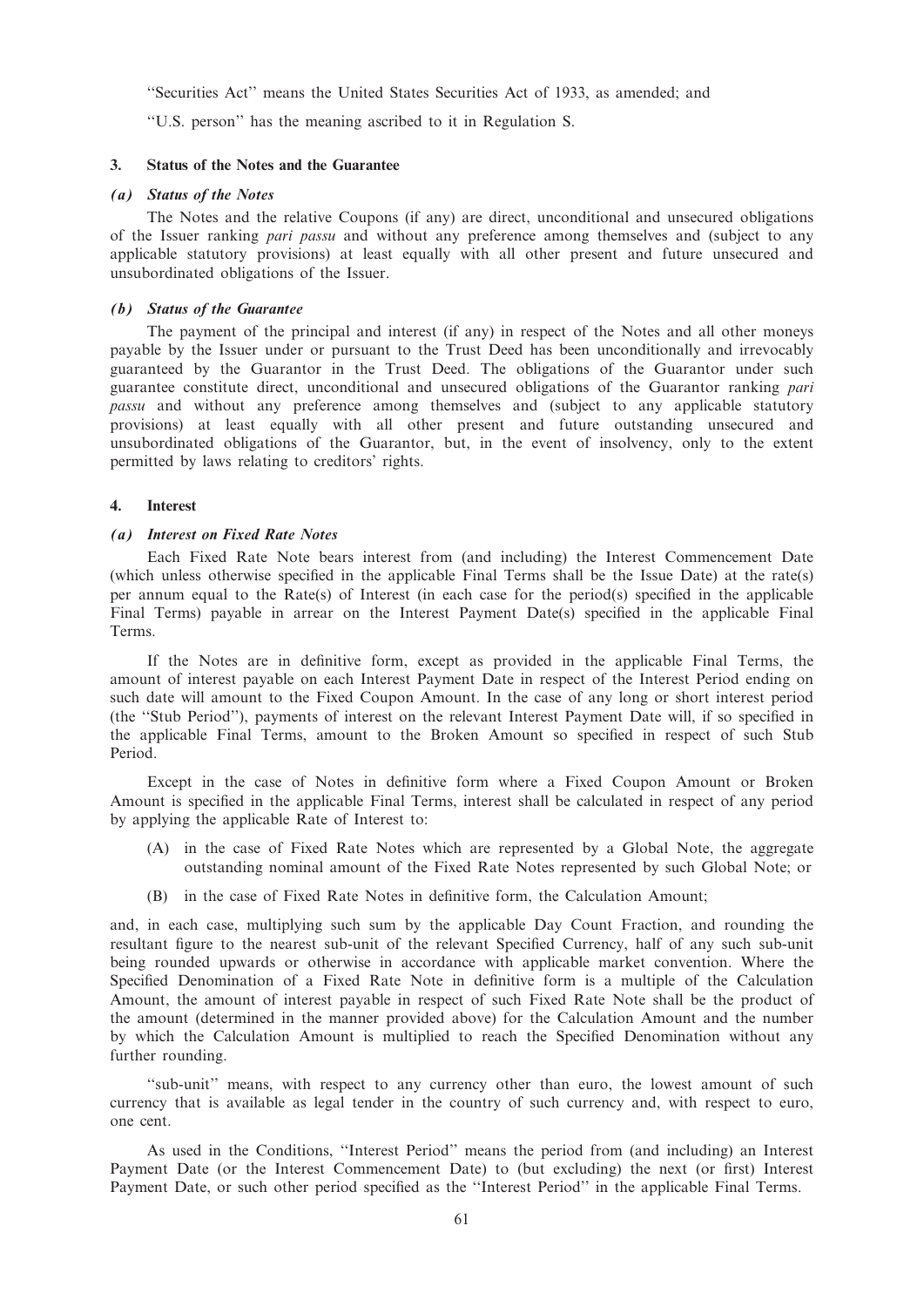"Securities Act" means the United States Securities Act of 1933, as amended; and

"U.S. person" has the meaning ascribed to it in Regulation S.

## 3. Status of the Notes and the Guarantee

### *(a) Status of the Notes*

The Notes and the relative Coupons (if any) are direct, unconditional and unsecured obligations of the Issuer ranking *pari passu* and without any preference among themselves and (subject to any applicable statutory provisions) at least equally with all other present and future unsecured and unsubordinated obligations of the Issuer.

### *(b) Status of the Guarantee*

The payment of the principal and interest (if any) in respect of the Notes and all other moneys payable by the Issuer under or pursuant to the Trust Deed has been unconditionally and irrevocably guaranteed by the Guarantor in the Trust Deed. The obligations of the Guarantor under such guarantee constitute direct, unconditional and unsecured obligations of the Guarantor ranking *pari passu* and without any preference among themselves and (subject to any applicable statutory provisions) at least equally with all other present and future outstanding unsecured and unsubordinated obligations of the Guarantor, but, in the event of insolvency, only to the extent permitted by laws relating to creditors' rights.

## 4. Interest

### *(a) Interest on Fixed Rate Notes*

Each Fixed Rate Note bears interest from (and including) the Interest Commencement Date (which unless otherwise specified in the applicable Final Terms shall be the Issue Date) at the rate(s) per annum equal to the Rate(s) of Interest (in each case for the period(s) specified in the applicable Final Terms) payable in arrear on the Interest Payment Date(s) specified in the applicable Final Terms.

If the Notes are in definitive form, except as provided in the applicable Final Terms, the amount of interest payable on each Interest Payment Date in respect of the Interest Period ending on such date will amount to the Fixed Coupon Amount. In the case of any long or short interest period (the "Stub Period"), payments of interest on the relevant Interest Payment Date will, if so specified in the applicable Final Terms, amount to the Broken Amount so specified in respect of such Stub Period.

Except in the case of Notes in definitive form where a Fixed Coupon Amount or Broken Amount is specified in the applicable Final Terms, interest shall be calculated in respect of any period by applying the applicable Rate of Interest to:

(A) in the case of Fixed Rate Notes which are represented by a Global Note, the aggregate outstanding nominal amount of the Fixed Rate Notes represented by such Global Note; or

(B) in the case of Fixed Rate Notes in definitive form, the Calculation Amount;

and, in each case, multiplying such sum by the applicable Day Count Fraction, and rounding the resultant figure to the nearest sub-unit of the relevant Specified Currency, half of any such sub-unit being rounded upwards or otherwise in accordance with applicable market convention. Where the Specified Denomination of a Fixed Rate Note in definitive form is a multiple of the Calculation Amount, the amount of interest payable in respect of such Fixed Rate Note shall be the product of the amount (determined in the manner provided above) for the Calculation Amount and the number by which the Calculation Amount is multiplied to reach the Specified Denomination without any further rounding.

"sub-unit" means, with respect to any currency other than euro, the lowest amount of such currency that is available as legal tender in the country of such currency and, with respect to euro, one cent.

As used in the Conditions, "Interest Period" means the period from (and including) an Interest Payment Date (or the Interest Commencement Date) to (but excluding) the next (or first) Interest Payment Date, or such other period specified as the "Interest Period" in the applicable Final Terms.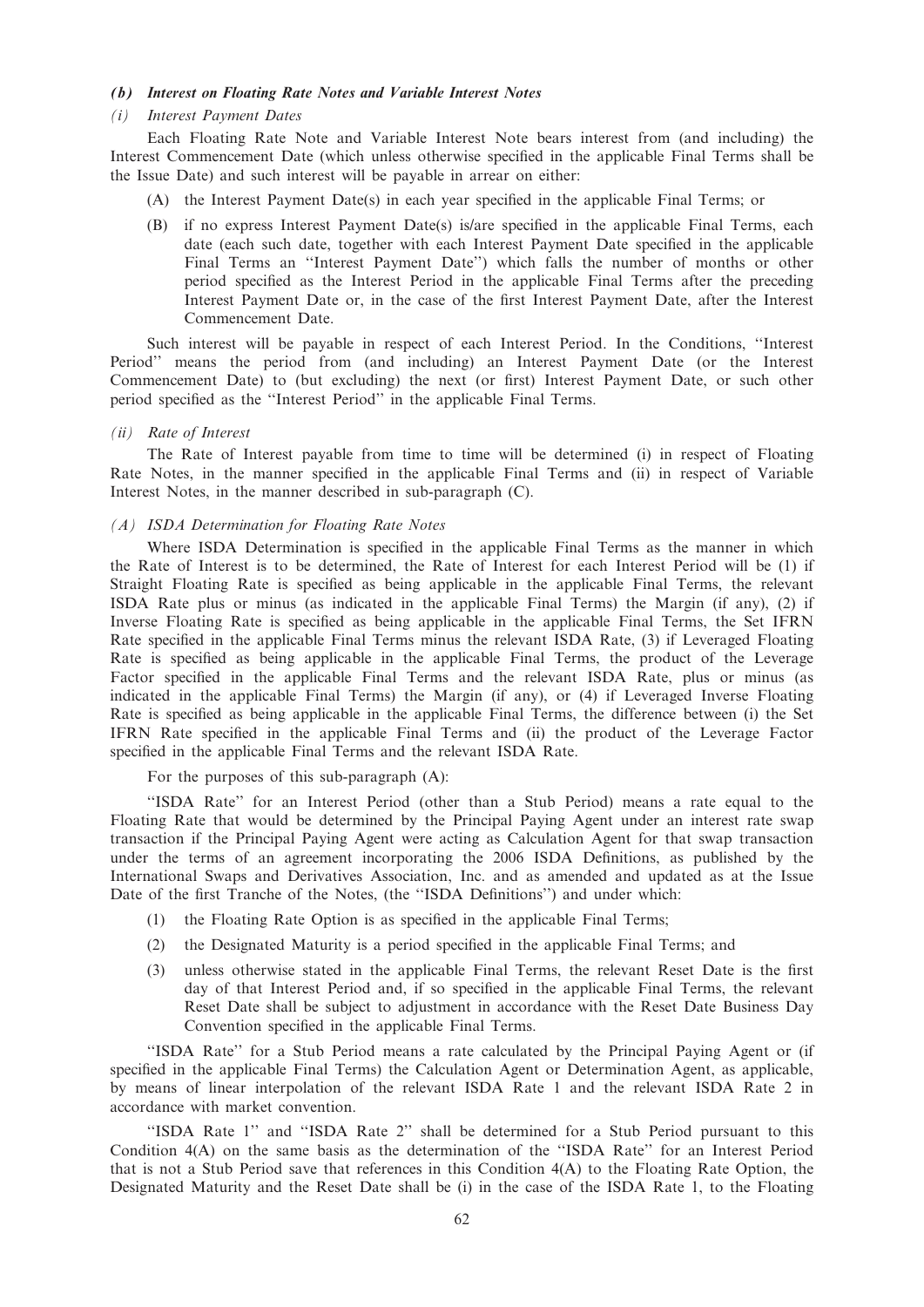### *(b) Interest on Floating Rate Notes and Variable Interest Notes*

*(i) Interest Payment Dates*

Each Floating Rate Note and Variable Interest Note bears interest from (and including) the Interest Commencement Date (which unless otherwise specified in the applicable Final Terms shall be the Issue Date) and such interest will be payable in arrear on either:

(A) the Interest Payment Date(s) in each year specified in the applicable Final Terms; or

(B) if no express Interest Payment Date(s) is/are specified in the applicable Final Terms, each date (each such date, together with each Interest Payment Date specified in the applicable Final Terms an ''Interest Payment Date'') which falls the number of months or other period specified as the Interest Period in the applicable Final Terms after the preceding Interest Payment Date or, in the case of the first Interest Payment Date, after the Interest Commencement Date.

Such interest will be payable in respect of each Interest Period. In the Conditions, ''Interest Period'' means the period from (and including) an Interest Payment Date (or the Interest Commencement Date) to (but excluding) the next (or first) Interest Payment Date, or such other period specified as the ''Interest Period'' in the applicable Final Terms.

*(ii) Rate of Interest*

The Rate of Interest payable from time to time will be determined (i) in respect of Floating Rate Notes, in the manner specified in the applicable Final Terms and (ii) in respect of Variable Interest Notes, in the manner described in sub-paragraph (C).

*(A) ISDA Determination for Floating Rate Notes*

Where ISDA Determination is specified in the applicable Final Terms as the manner in which the Rate of Interest is to be determined, the Rate of Interest for each Interest Period will be (1) if Straight Floating Rate is specified as being applicable in the applicable Final Terms, the relevant ISDA Rate plus or minus (as indicated in the applicable Final Terms) the Margin (if any), (2) if Inverse Floating Rate is specified as being applicable in the applicable Final Terms, the Set IFRN Rate specified in the applicable Final Terms minus the relevant ISDA Rate, (3) if Leveraged Floating Rate is specified as being applicable in the applicable Final Terms, the product of the Leverage Factor specified in the applicable Final Terms and the relevant ISDA Rate, plus or minus (as indicated in the applicable Final Terms) the Margin (if any), or (4) if Leveraged Inverse Floating Rate is specified as being applicable in the applicable Final Terms, the difference between (i) the Set IFRN Rate specified in the applicable Final Terms and (ii) the product of the Leverage Factor specified in the applicable Final Terms and the relevant ISDA Rate.

For the purposes of this sub-paragraph (A):

''ISDA Rate'' for an Interest Period (other than a Stub Period) means a rate equal to the Floating Rate that would be determined by the Principal Paying Agent under an interest rate swap transaction if the Principal Paying Agent were acting as Calculation Agent for that swap transaction under the terms of an agreement incorporating the 2006 ISDA Definitions, as published by the International Swaps and Derivatives Association, Inc. and as amended and updated as at the Issue Date of the first Tranche of the Notes, (the ''ISDA Definitions'') and under which:

(1) the Floating Rate Option is as specified in the applicable Final Terms;

(2) the Designated Maturity is a period specified in the applicable Final Terms; and

(3) unless otherwise stated in the applicable Final Terms, the relevant Reset Date is the first day of that Interest Period and, if so specified in the applicable Final Terms, the relevant Reset Date shall be subject to adjustment in accordance with the Reset Date Business Day Convention specified in the applicable Final Terms.

''ISDA Rate'' for a Stub Period means a rate calculated by the Principal Paying Agent or (if specified in the applicable Final Terms) the Calculation Agent or Determination Agent, as applicable, by means of linear interpolation of the relevant ISDA Rate 1 and the relevant ISDA Rate 2 in accordance with market convention.

''ISDA Rate 1'' and ''ISDA Rate 2'' shall be determined for a Stub Period pursuant to this Condition 4(A) on the same basis as the determination of the ''ISDA Rate'' for an Interest Period that is not a Stub Period save that references in this Condition 4(A) to the Floating Rate Option, the Designated Maturity and the Reset Date shall be (i) in the case of the ISDA Rate 1, to the Floating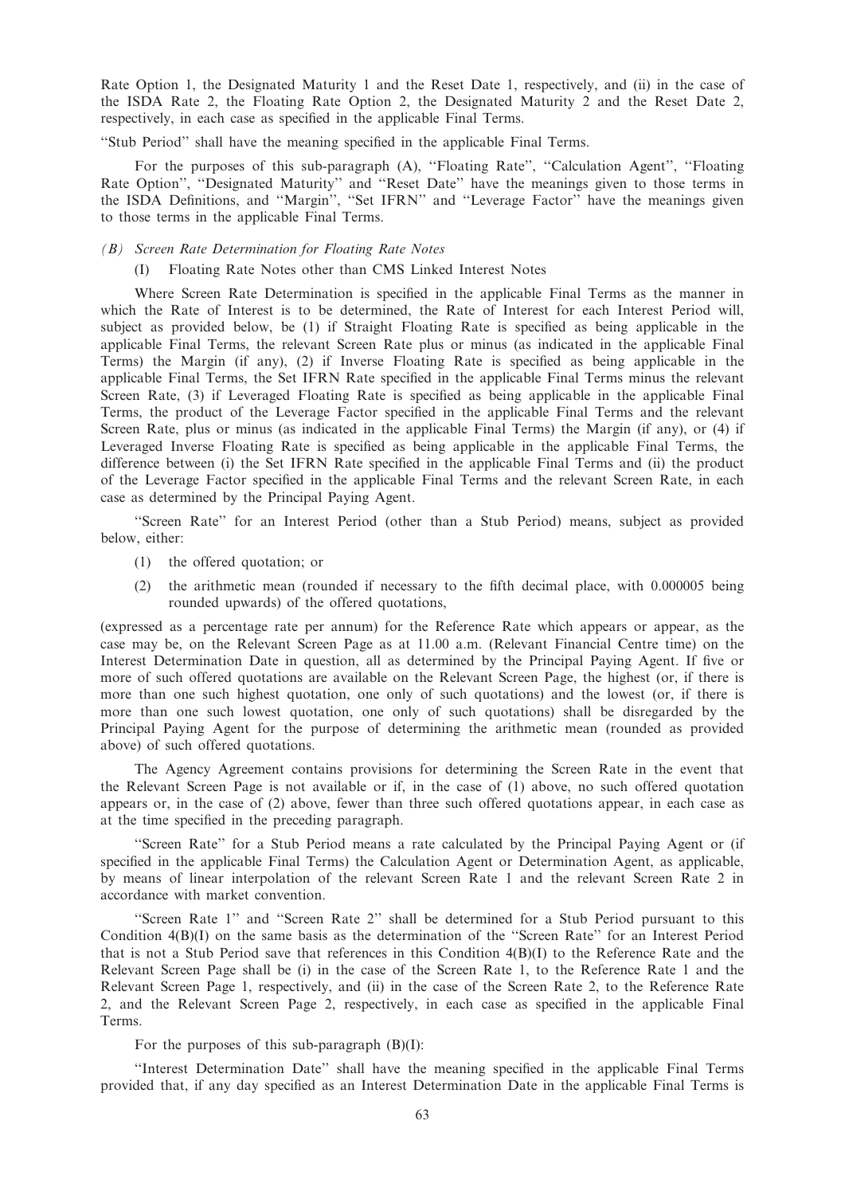Rate Option 1, the Designated Maturity 1 and the Reset Date 1, respectively, and (ii) in the case of the ISDA Rate 2, the Floating Rate Option 2, the Designated Maturity 2 and the Reset Date 2, respectively, in each case as specified in the applicable Final Terms.

"Stub Period" shall have the meaning specified in the applicable Final Terms.

For the purposes of this sub-paragraph (A), "Floating Rate", "Calculation Agent", "Floating Rate Option", "Designated Maturity" and "Reset Date" have the meanings given to those terms in the ISDA Definitions, and "Margin", "Set IFRN" and "Leverage Factor" have the meanings given to those terms in the applicable Final Terms.

*(B) Screen Rate Determination for Floating Rate Notes*

(I) Floating Rate Notes other than CMS Linked Interest Notes

Where Screen Rate Determination is specified in the applicable Final Terms as the manner in which the Rate of Interest is to be determined, the Rate of Interest for each Interest Period will, subject as provided below, be (1) if Straight Floating Rate is specified as being applicable in the applicable Final Terms, the relevant Screen Rate plus or minus (as indicated in the applicable Final Terms) the Margin (if any), (2) if Inverse Floating Rate is specified as being applicable in the applicable Final Terms, the Set IFRN Rate specified in the applicable Final Terms minus the relevant Screen Rate, (3) if Leveraged Floating Rate is specified as being applicable in the applicable Final Terms, the product of the Leverage Factor specified in the applicable Final Terms and the relevant Screen Rate, plus or minus (as indicated in the applicable Final Terms) the Margin (if any), or (4) if Leveraged Inverse Floating Rate is specified as being applicable in the applicable Final Terms, the difference between (i) the Set IFRN Rate specified in the applicable Final Terms and (ii) the product of the Leverage Factor specified in the applicable Final Terms and the relevant Screen Rate, in each case as determined by the Principal Paying Agent.

"Screen Rate" for an Interest Period (other than a Stub Period) means, subject as provided below, either:

(1) the offered quotation; or

(2) the arithmetic mean (rounded if necessary to the fifth decimal place, with 0.000005 being rounded upwards) of the offered quotations,

(expressed as a percentage rate per annum) for the Reference Rate which appears or appear, as the case may be, on the Relevant Screen Page as at 11.00 a.m. (Relevant Financial Centre time) on the Interest Determination Date in question, all as determined by the Principal Paying Agent. If five or more of such offered quotations are available on the Relevant Screen Page, the highest (or, if there is more than one such highest quotation, one only of such quotations) and the lowest (or, if there is more than one such lowest quotation, one only of such quotations) shall be disregarded by the Principal Paying Agent for the purpose of determining the arithmetic mean (rounded as provided above) of such offered quotations.

The Agency Agreement contains provisions for determining the Screen Rate in the event that the Relevant Screen Page is not available or if, in the case of (1) above, no such offered quotation appears or, in the case of (2) above, fewer than three such offered quotations appear, in each case as at the time specified in the preceding paragraph.

"Screen Rate" for a Stub Period means a rate calculated by the Principal Paying Agent or (if specified in the applicable Final Terms) the Calculation Agent or Determination Agent, as applicable, by means of linear interpolation of the relevant Screen Rate 1 and the relevant Screen Rate 2 in accordance with market convention.

"Screen Rate 1" and "Screen Rate 2" shall be determined for a Stub Period pursuant to this Condition 4(B)(I) on the same basis as the determination of the "Screen Rate" for an Interest Period that is not a Stub Period save that references in this Condition 4(B)(I) to the Reference Rate and the Relevant Screen Page shall be (i) in the case of the Screen Rate 1, to the Reference Rate 1 and the Relevant Screen Page 1, respectively, and (ii) in the case of the Screen Rate 2, to the Reference Rate 2, and the Relevant Screen Page 2, respectively, in each case as specified in the applicable Final Terms.

For the purposes of this sub-paragraph (B)(I):

"Interest Determination Date" shall have the meaning specified in the applicable Final Terms provided that, if any day specified as an Interest Determination Date in the applicable Final Terms is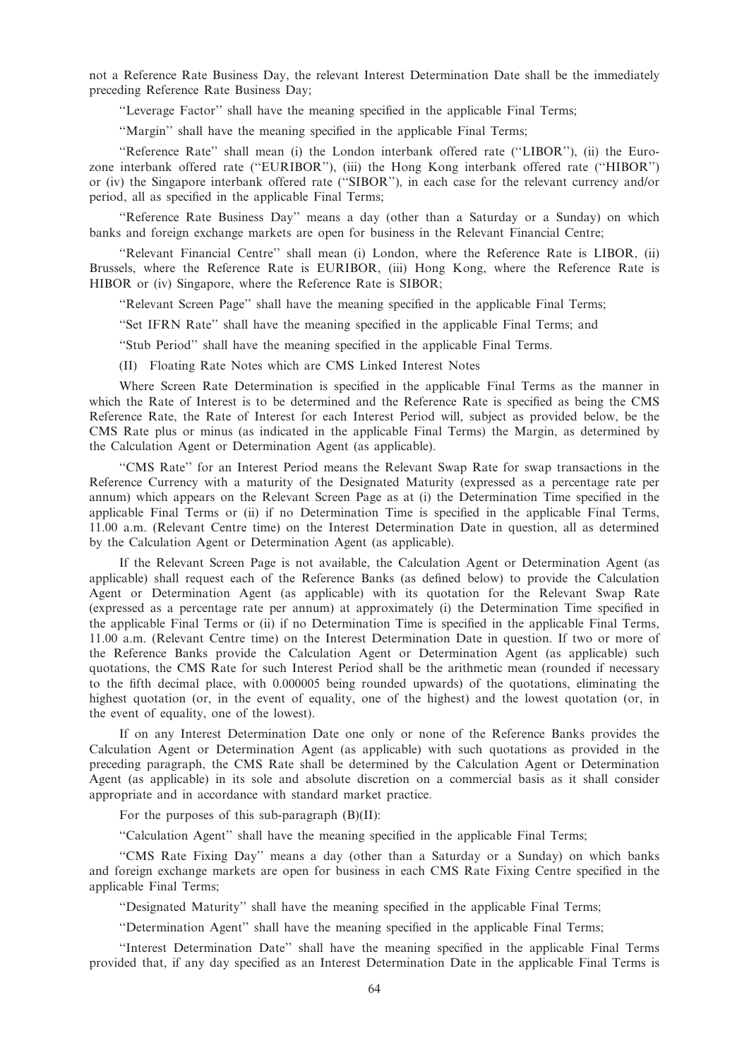not a Reference Rate Business Day, the relevant Interest Determination Date shall be the immediately preceding Reference Rate Business Day;

"Leverage Factor" shall have the meaning specified in the applicable Final Terms;

"Margin" shall have the meaning specified in the applicable Final Terms;

"Reference Rate" shall mean (i) the London interbank offered rate ("LIBOR"), (ii) the Euro-zone interbank offered rate ("EURIBOR"), (iii) the Hong Kong interbank offered rate ("HIBOR") or (iv) the Singapore interbank offered rate ("SIBOR"), in each case for the relevant currency and/or period, all as specified in the applicable Final Terms;

"Reference Rate Business Day" means a day (other than a Saturday or a Sunday) on which banks and foreign exchange markets are open for business in the Relevant Financial Centre;

"Relevant Financial Centre" shall mean (i) London, where the Reference Rate is LIBOR, (ii) Brussels, where the Reference Rate is EURIBOR, (iii) Hong Kong, where the Reference Rate is HIBOR or (iv) Singapore, where the Reference Rate is SIBOR;

"Relevant Screen Page" shall have the meaning specified in the applicable Final Terms;

"Set IFRN Rate" shall have the meaning specified in the applicable Final Terms; and

"Stub Period" shall have the meaning specified in the applicable Final Terms.

(II) Floating Rate Notes which are CMS Linked Interest Notes

Where Screen Rate Determination is specified in the applicable Final Terms as the manner in which the Rate of Interest is to be determined and the Reference Rate is specified as being the CMS Reference Rate, the Rate of Interest for each Interest Period will, subject as provided below, be the CMS Rate plus or minus (as indicated in the applicable Final Terms) the Margin, as determined by the Calculation Agent or Determination Agent (as applicable).

"CMS Rate" for an Interest Period means the Relevant Swap Rate for swap transactions in the Reference Currency with a maturity of the Designated Maturity (expressed as a percentage rate per annum) which appears on the Relevant Screen Page as at (i) the Determination Time specified in the applicable Final Terms or (ii) if no Determination Time is specified in the applicable Final Terms, 11.00 a.m. (Relevant Centre time) on the Interest Determination Date in question, all as determined by the Calculation Agent or Determination Agent (as applicable).

If the Relevant Screen Page is not available, the Calculation Agent or Determination Agent (as applicable) shall request each of the Reference Banks (as defined below) to provide the Calculation Agent or Determination Agent (as applicable) with its quotation for the Relevant Swap Rate (expressed as a percentage rate per annum) at approximately (i) the Determination Time specified in the applicable Final Terms or (ii) if no Determination Time is specified in the applicable Final Terms, 11.00 a.m. (Relevant Centre time) on the Interest Determination Date in question. If two or more of the Reference Banks provide the Calculation Agent or Determination Agent (as applicable) such quotations, the CMS Rate for such Interest Period shall be the arithmetic mean (rounded if necessary to the fifth decimal place, with 0.000005 being rounded upwards) of the quotations, eliminating the highest quotation (or, in the event of equality, one of the highest) and the lowest quotation (or, in the event of equality, one of the lowest).

If on any Interest Determination Date one only or none of the Reference Banks provides the Calculation Agent or Determination Agent (as applicable) with such quotations as provided in the preceding paragraph, the CMS Rate shall be determined by the Calculation Agent or Determination Agent (as applicable) in its sole and absolute discretion on a commercial basis as it shall consider appropriate and in accordance with standard market practice.

For the purposes of this sub-paragraph (B)(II):

"Calculation Agent" shall have the meaning specified in the applicable Final Terms;

"CMS Rate Fixing Day" means a day (other than a Saturday or a Sunday) on which banks and foreign exchange markets are open for business in each CMS Rate Fixing Centre specified in the applicable Final Terms;

"Designated Maturity" shall have the meaning specified in the applicable Final Terms;

"Determination Agent" shall have the meaning specified in the applicable Final Terms;

"Interest Determination Date" shall have the meaning specified in the applicable Final Terms provided that, if any day specified as an Interest Determination Date in the applicable Final Terms is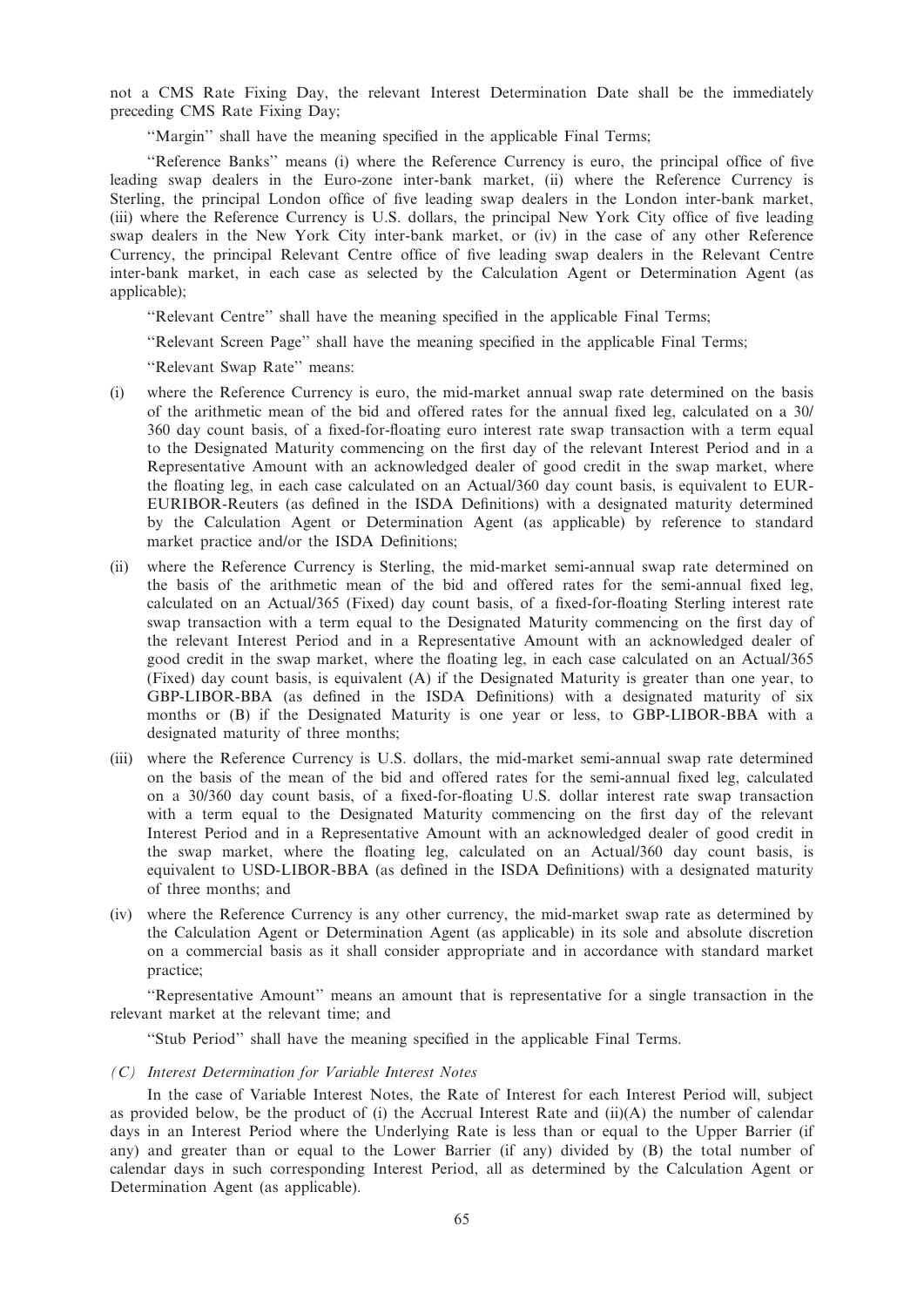not a CMS Rate Fixing Day, the relevant Interest Determination Date shall be the immediately preceding CMS Rate Fixing Day;

"Margin" shall have the meaning specified in the applicable Final Terms;

"Reference Banks" means (i) where the Reference Currency is euro, the principal office of five leading swap dealers in the Euro-zone inter-bank market, (ii) where the Reference Currency is Sterling, the principal London office of five leading swap dealers in the London inter-bank market, (iii) where the Reference Currency is U.S. dollars, the principal New York City office of five leading swap dealers in the New York City inter-bank market, or (iv) in the case of any other Reference Currency, the principal Relevant Centre office of five leading swap dealers in the Relevant Centre inter-bank market, in each case as selected by the Calculation Agent or Determination Agent (as applicable);

"Relevant Centre" shall have the meaning specified in the applicable Final Terms;

"Relevant Screen Page" shall have the meaning specified in the applicable Final Terms;

"Relevant Swap Rate" means:

(i) where the Reference Currency is euro, the mid-market annual swap rate determined on the basis of the arithmetic mean of the bid and offered rates for the annual fixed leg, calculated on a 30/360 day count basis, of a fixed-for-floating euro interest rate swap transaction with a term equal to the Designated Maturity commencing on the first day of the relevant Interest Period and in a Representative Amount with an acknowledged dealer of good credit in the swap market, where the floating leg, in each case calculated on an Actual/360 day count basis, is equivalent to EUR-EURIBOR-Reuters (as defined in the ISDA Definitions) with a designated maturity determined by the Calculation Agent or Determination Agent (as applicable) by reference to standard market practice and/or the ISDA Definitions;

(ii) where the Reference Currency is Sterling, the mid-market semi-annual swap rate determined on the basis of the arithmetic mean of the bid and offered rates for the semi-annual fixed leg, calculated on an Actual/365 (Fixed) day count basis, of a fixed-for-floating Sterling interest rate swap transaction with a term equal to the Designated Maturity commencing on the first day of the relevant Interest Period and in a Representative Amount with an acknowledged dealer of good credit in the swap market, where the floating leg, in each case calculated on an Actual/365 (Fixed) day count basis, is equivalent (A) if the Designated Maturity is greater than one year, to GBP-LIBOR-BBA (as defined in the ISDA Definitions) with a designated maturity of six months or (B) if the Designated Maturity is one year or less, to GBP-LIBOR-BBA with a designated maturity of three months;

(iii) where the Reference Currency is U.S. dollars, the mid-market semi-annual swap rate determined on the basis of the mean of the bid and offered rates for the semi-annual fixed leg, calculated on a 30/360 day count basis, of a fixed-for-floating U.S. dollar interest rate swap transaction with a term equal to the Designated Maturity commencing on the first day of the relevant Interest Period and in a Representative Amount with an acknowledged dealer of good credit in the swap market, where the floating leg, calculated on an Actual/360 day count basis, is equivalent to USD-LIBOR-BBA (as defined in the ISDA Definitions) with a designated maturity of three months; and

(iv) where the Reference Currency is any other currency, the mid-market swap rate as determined by the Calculation Agent or Determination Agent (as applicable) in its sole and absolute discretion on a commercial basis as it shall consider appropriate and in accordance with standard market practice;

"Representative Amount" means an amount that is representative for a single transaction in the relevant market at the relevant time; and

"Stub Period" shall have the meaning specified in the applicable Final Terms.

*(C) Interest Determination for Variable Interest Notes*

In the case of Variable Interest Notes, the Rate of Interest for each Interest Period will, subject as provided below, be the product of (i) the Accrual Interest Rate and (ii)(A) the number of calendar days in an Interest Period where the Underlying Rate is less than or equal to the Upper Barrier (if any) and greater than or equal to the Lower Barrier (if any) divided by (B) the total number of calendar days in such corresponding Interest Period, all as determined by the Calculation Agent or Determination Agent (as applicable).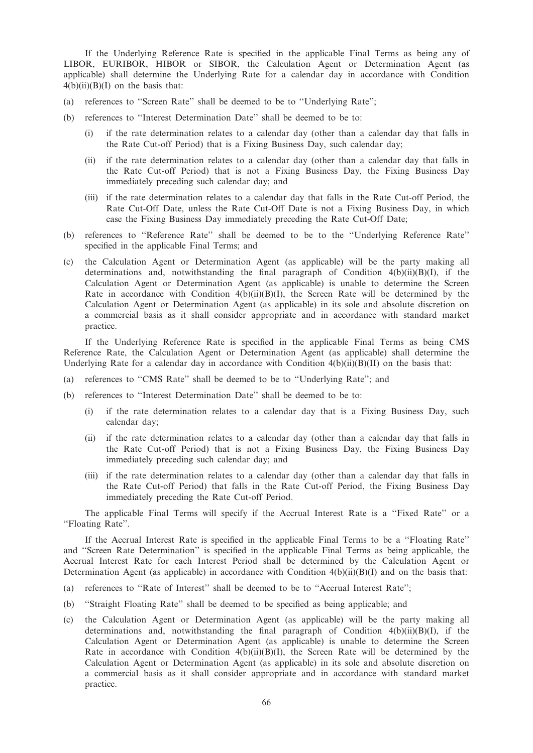If the Underlying Reference Rate is specified in the applicable Final Terms as being any of LIBOR, EURIBOR, HIBOR or SIBOR, the Calculation Agent or Determination Agent (as applicable) shall determine the Underlying Rate for a calendar day in accordance with Condition 4(b)(ii)(B)(I) on the basis that:

(a) references to "Screen Rate" shall be deemed to be to "Underlying Rate";

(b) references to "Interest Determination Date" shall be deemed to be to:

  (i) if the rate determination relates to a calendar day (other than a calendar day that falls in the Rate Cut-off Period) that is a Fixing Business Day, such calendar day;

  (ii) if the rate determination relates to a calendar day (other than a calendar day that falls in the Rate Cut-off Period) that is not a Fixing Business Day, the Fixing Business Day immediately preceding such calendar day; and

  (iii) if the rate determination relates to a calendar day that falls in the Rate Cut-off Period, the Rate Cut-Off Date, unless the Rate Cut-Off Date is not a Fixing Business Day, in which case the Fixing Business Day immediately preceding the Rate Cut-Off Date;

(b) references to "Reference Rate" shall be deemed to be to the "Underlying Reference Rate" specified in the applicable Final Terms; and

(c) the Calculation Agent or Determination Agent (as applicable) will be the party making all determinations and, notwithstanding the final paragraph of Condition 4(b)(ii)(B)(I), if the Calculation Agent or Determination Agent (as applicable) is unable to determine the Screen Rate in accordance with Condition 4(b)(ii)(B)(I), the Screen Rate will be determined by the Calculation Agent or Determination Agent (as applicable) in its sole and absolute discretion on a commercial basis as it shall consider appropriate and in accordance with standard market practice.

If the Underlying Reference Rate is specified in the applicable Final Terms as being CMS Reference Rate, the Calculation Agent or Determination Agent (as applicable) shall determine the Underlying Rate for a calendar day in accordance with Condition 4(b)(ii)(B)(II) on the basis that:

(a) references to "CMS Rate" shall be deemed to be to "Underlying Rate"; and

(b) references to "Interest Determination Date" shall be deemed to be to:

  (i) if the rate determination relates to a calendar day that is a Fixing Business Day, such calendar day;

  (ii) if the rate determination relates to a calendar day (other than a calendar day that falls in the Rate Cut-off Period) that is not a Fixing Business Day, the Fixing Business Day immediately preceding such calendar day; and

  (iii) if the rate determination relates to a calendar day (other than a calendar day that falls in the Rate Cut-off Period) that falls in the Rate Cut-off Period, the Fixing Business Day immediately preceding the Rate Cut-off Period.

The applicable Final Terms will specify if the Accrual Interest Rate is a "Fixed Rate" or a "Floating Rate".

If the Accrual Interest Rate is specified in the applicable Final Terms to be a "Floating Rate" and "Screen Rate Determination" is specified in the applicable Final Terms as being applicable, the Accrual Interest Rate for each Interest Period shall be determined by the Calculation Agent or Determination Agent (as applicable) in accordance with Condition 4(b)(ii)(B)(I) and on the basis that:

(a) references to "Rate of Interest" shall be deemed to be to "Accrual Interest Rate";

(b) "Straight Floating Rate" shall be deemed to be specified as being applicable; and

(c) the Calculation Agent or Determination Agent (as applicable) will be the party making all determinations and, notwithstanding the final paragraph of Condition 4(b)(ii)(B)(I), if the Calculation Agent or Determination Agent (as applicable) is unable to determine the Screen Rate in accordance with Condition 4(b)(ii)(B)(I), the Screen Rate will be determined by the Calculation Agent or Determination Agent (as applicable) in its sole and absolute discretion on a commercial basis as it shall consider appropriate and in accordance with standard market practice.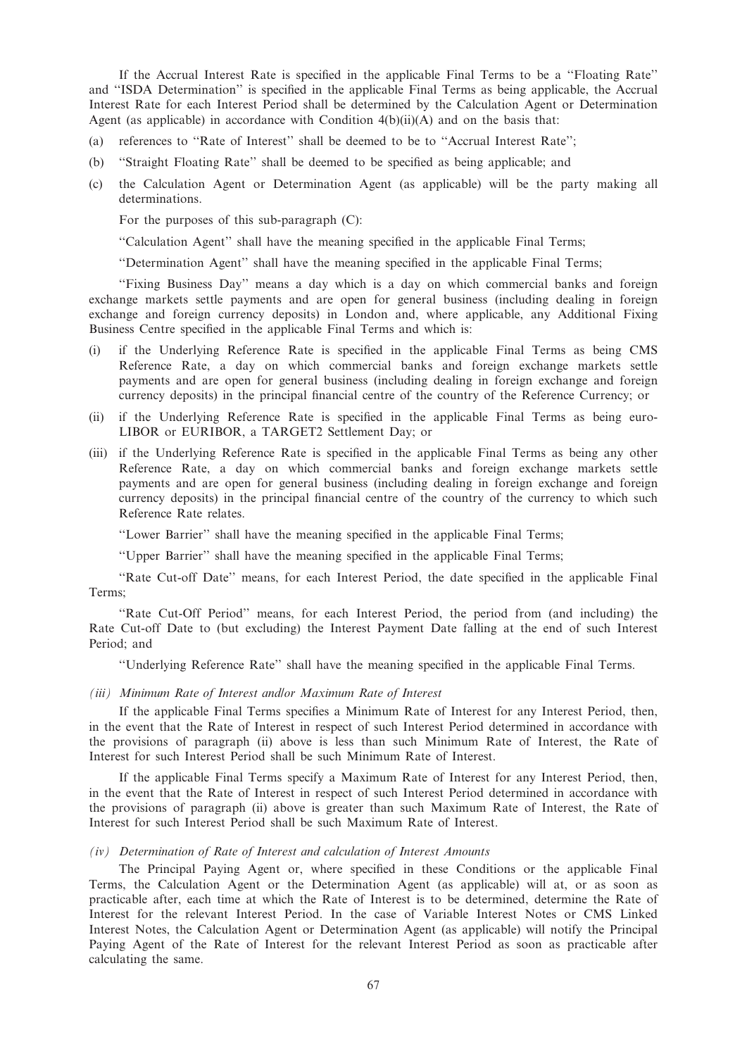If the Accrual Interest Rate is specified in the applicable Final Terms to be a ''Floating Rate'' and ''ISDA Determination'' is specified in the applicable Final Terms as being applicable, the Accrual Interest Rate for each Interest Period shall be determined by the Calculation Agent or Determination Agent (as applicable) in accordance with Condition 4(b)(ii)(A) and on the basis that:

(a) references to ''Rate of Interest'' shall be deemed to be to ''Accrual Interest Rate'';

(b) ''Straight Floating Rate'' shall be deemed to be specified as being applicable; and

(c) the Calculation Agent or Determination Agent (as applicable) will be the party making all determinations.

For the purposes of this sub-paragraph (C):

''Calculation Agent'' shall have the meaning specified in the applicable Final Terms;

''Determination Agent'' shall have the meaning specified in the applicable Final Terms;

''Fixing Business Day'' means a day which is a day on which commercial banks and foreign exchange markets settle payments and are open for general business (including dealing in foreign exchange and foreign currency deposits) in London and, where applicable, any Additional Fixing Business Centre specified in the applicable Final Terms and which is:

(i) if the Underlying Reference Rate is specified in the applicable Final Terms as being CMS Reference Rate, a day on which commercial banks and foreign exchange markets settle payments and are open for general business (including dealing in foreign exchange and foreign currency deposits) in the principal financial centre of the country of the Reference Currency; or

(ii) if the Underlying Reference Rate is specified in the applicable Final Terms as being euro-LIBOR or EURIBOR, a TARGET2 Settlement Day; or

(iii) if the Underlying Reference Rate is specified in the applicable Final Terms as being any other Reference Rate, a day on which commercial banks and foreign exchange markets settle payments and are open for general business (including dealing in foreign exchange and foreign currency deposits) in the principal financial centre of the country of the currency to which such Reference Rate relates.

''Lower Barrier'' shall have the meaning specified in the applicable Final Terms;

''Upper Barrier'' shall have the meaning specified in the applicable Final Terms;

''Rate Cut-off Date'' means, for each Interest Period, the date specified in the applicable Final Terms;

''Rate Cut-Off Period'' means, for each Interest Period, the period from (and including) the Rate Cut-off Date to (but excluding) the Interest Payment Date falling at the end of such Interest Period; and

''Underlying Reference Rate'' shall have the meaning specified in the applicable Final Terms.

*(iii) Minimum Rate of Interest and/or Maximum Rate of Interest*

If the applicable Final Terms specifies a Minimum Rate of Interest for any Interest Period, then, in the event that the Rate of Interest in respect of such Interest Period determined in accordance with the provisions of paragraph (ii) above is less than such Minimum Rate of Interest, the Rate of Interest for such Interest Period shall be such Minimum Rate of Interest.

If the applicable Final Terms specify a Maximum Rate of Interest for any Interest Period, then, in the event that the Rate of Interest in respect of such Interest Period determined in accordance with the provisions of paragraph (ii) above is greater than such Maximum Rate of Interest, the Rate of Interest for such Interest Period shall be such Maximum Rate of Interest.

*(iv) Determination of Rate of Interest and calculation of Interest Amounts*

The Principal Paying Agent or, where specified in these Conditions or the applicable Final Terms, the Calculation Agent or the Determination Agent (as applicable) will at, or as soon as practicable after, each time at which the Rate of Interest is to be determined, determine the Rate of Interest for the relevant Interest Period. In the case of Variable Interest Notes or CMS Linked Interest Notes, the Calculation Agent or Determination Agent (as applicable) will notify the Principal Paying Agent of the Rate of Interest for the relevant Interest Period as soon as practicable after calculating the same.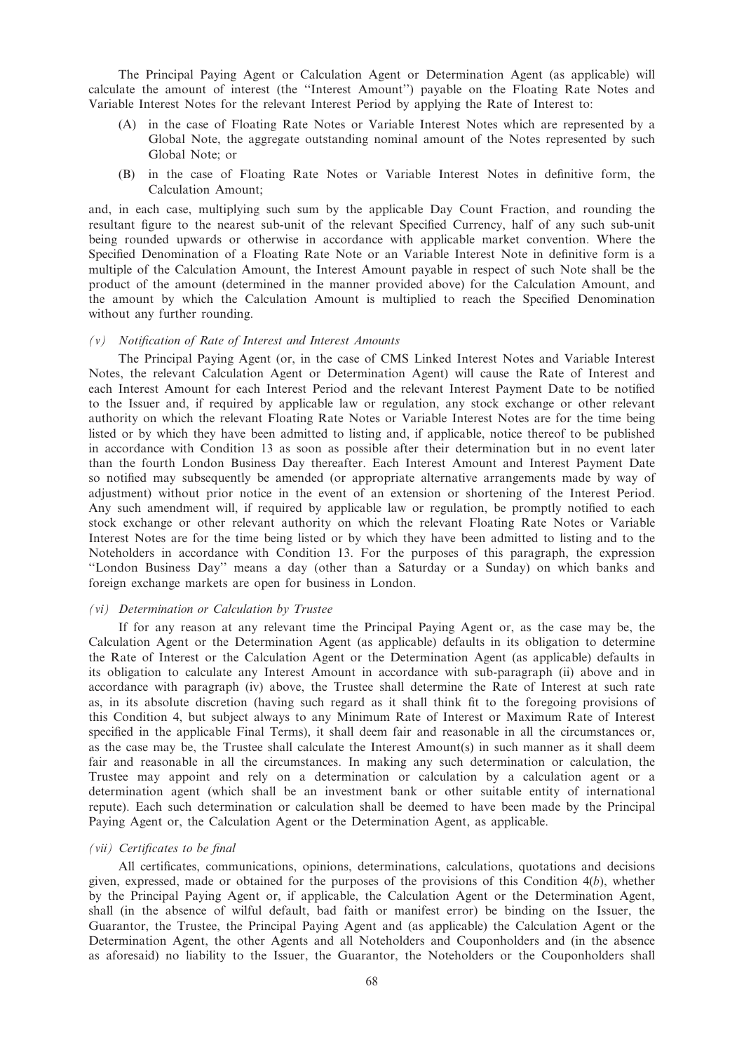The Principal Paying Agent or Calculation Agent or Determination Agent (as applicable) will calculate the amount of interest (the ''Interest Amount'') payable on the Floating Rate Notes and Variable Interest Notes for the relevant Interest Period by applying the Rate of Interest to:

(A) in the case of Floating Rate Notes or Variable Interest Notes which are represented by a Global Note, the aggregate outstanding nominal amount of the Notes represented by such Global Note; or

(B) in the case of Floating Rate Notes or Variable Interest Notes in definitive form, the Calculation Amount;

and, in each case, multiplying such sum by the applicable Day Count Fraction, and rounding the resultant figure to the nearest sub-unit of the relevant Specified Currency, half of any such sub-unit being rounded upwards or otherwise in accordance with applicable market convention. Where the Specified Denomination of a Floating Rate Note or an Variable Interest Note in definitive form is a multiple of the Calculation Amount, the Interest Amount payable in respect of such Note shall be the product of the amount (determined in the manner provided above) for the Calculation Amount, and the amount by which the Calculation Amount is multiplied to reach the Specified Denomination without any further rounding.

*(v) Notification of Rate of Interest and Interest Amounts*

The Principal Paying Agent (or, in the case of CMS Linked Interest Notes and Variable Interest Notes, the relevant Calculation Agent or Determination Agent) will cause the Rate of Interest and each Interest Amount for each Interest Period and the relevant Interest Payment Date to be notified to the Issuer and, if required by applicable law or regulation, any stock exchange or other relevant authority on which the relevant Floating Rate Notes or Variable Interest Notes are for the time being listed or by which they have been admitted to listing and, if applicable, notice thereof to be published in accordance with Condition 13 as soon as possible after their determination but in no event later than the fourth London Business Day thereafter. Each Interest Amount and Interest Payment Date so notified may subsequently be amended (or appropriate alternative arrangements made by way of adjustment) without prior notice in the event of an extension or shortening of the Interest Period. Any such amendment will, if required by applicable law or regulation, be promptly notified to each stock exchange or other relevant authority on which the relevant Floating Rate Notes or Variable Interest Notes are for the time being listed or by which they have been admitted to listing and to the Noteholders in accordance with Condition 13. For the purposes of this paragraph, the expression ''London Business Day'' means a day (other than a Saturday or a Sunday) on which banks and foreign exchange markets are open for business in London.

*(vi) Determination or Calculation by Trustee*

If for any reason at any relevant time the Principal Paying Agent or, as the case may be, the Calculation Agent or the Determination Agent (as applicable) defaults in its obligation to determine the Rate of Interest or the Calculation Agent or the Determination Agent (as applicable) defaults in its obligation to calculate any Interest Amount in accordance with sub-paragraph (ii) above and in accordance with paragraph (iv) above, the Trustee shall determine the Rate of Interest at such rate as, in its absolute discretion (having such regard as it shall think fit to the foregoing provisions of this Condition 4, but subject always to any Minimum Rate of Interest or Maximum Rate of Interest specified in the applicable Final Terms), it shall deem fair and reasonable in all the circumstances or, as the case may be, the Trustee shall calculate the Interest Amount(s) in such manner as it shall deem fair and reasonable in all the circumstances. In making any such determination or calculation, the Trustee may appoint and rely on a determination or calculation by a calculation agent or a determination agent (which shall be an investment bank or other suitable entity of international repute). Each such determination or calculation shall be deemed to have been made by the Principal Paying Agent or, the Calculation Agent or the Determination Agent, as applicable.

*(vii) Certificates to be final*

All certificates, communications, opinions, determinations, calculations, quotations and decisions given, expressed, made or obtained for the purposes of the provisions of this Condition 4(*b*), whether by the Principal Paying Agent or, if applicable, the Calculation Agent or the Determination Agent, shall (in the absence of wilful default, bad faith or manifest error) be binding on the Issuer, the Guarantor, the Trustee, the Principal Paying Agent and (as applicable) the Calculation Agent or the Determination Agent, the other Agents and all Noteholders and Couponholders and (in the absence as aforesaid) no liability to the Issuer, the Guarantor, the Noteholders or the Couponholders shall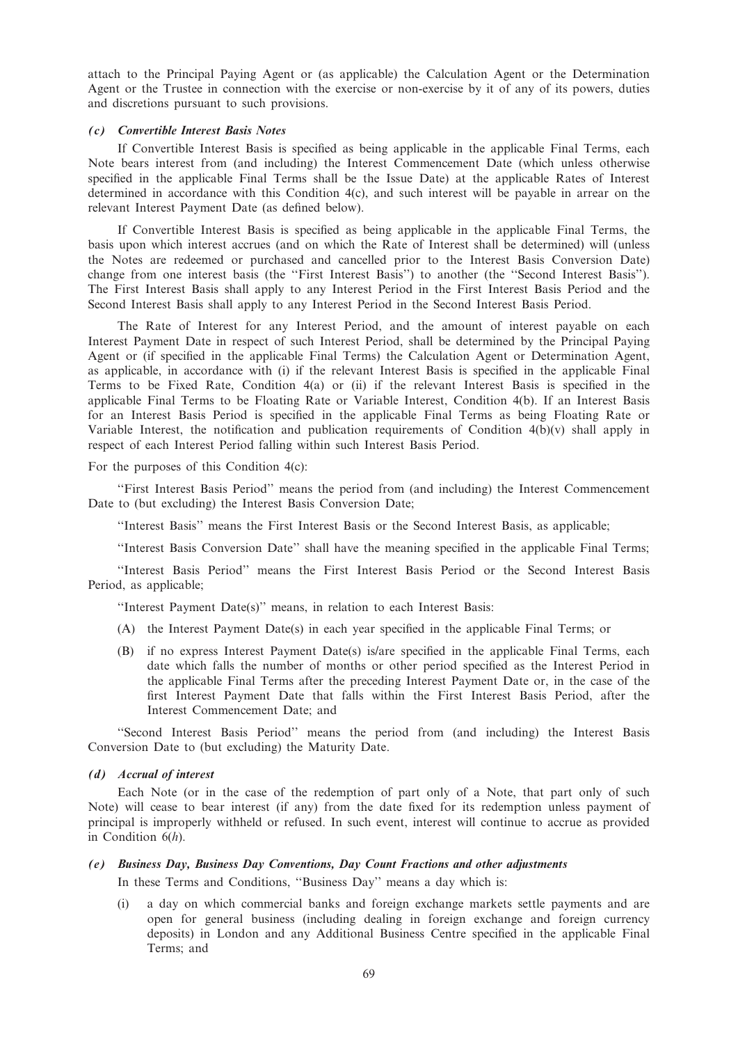attach to the Principal Paying Agent or (as applicable) the Calculation Agent or the Determination Agent or the Trustee in connection with the exercise or non-exercise by it of any of its powers, duties and discretions pursuant to such provisions.

### *(c) Convertible Interest Basis Notes*

If Convertible Interest Basis is specified as being applicable in the applicable Final Terms, each Note bears interest from (and including) the Interest Commencement Date (which unless otherwise specified in the applicable Final Terms shall be the Issue Date) at the applicable Rates of Interest determined in accordance with this Condition 4(c), and such interest will be payable in arrear on the relevant Interest Payment Date (as defined below).

If Convertible Interest Basis is specified as being applicable in the applicable Final Terms, the basis upon which interest accrues (and on which the Rate of Interest shall be determined) will (unless the Notes are redeemed or purchased and cancelled prior to the Interest Basis Conversion Date) change from one interest basis (the ''First Interest Basis'') to another (the ''Second Interest Basis''). The First Interest Basis shall apply to any Interest Period in the First Interest Basis Period and the Second Interest Basis shall apply to any Interest Period in the Second Interest Basis Period.

The Rate of Interest for any Interest Period, and the amount of interest payable on each Interest Payment Date in respect of such Interest Period, shall be determined by the Principal Paying Agent or (if specified in the applicable Final Terms) the Calculation Agent or Determination Agent, as applicable, in accordance with (i) if the relevant Interest Basis is specified in the applicable Final Terms to be Fixed Rate, Condition 4(a) or (ii) if the relevant Interest Basis is specified in the applicable Final Terms to be Floating Rate or Variable Interest, Condition 4(b). If an Interest Basis for an Interest Basis Period is specified in the applicable Final Terms as being Floating Rate or Variable Interest, the notification and publication requirements of Condition 4(b)(v) shall apply in respect of each Interest Period falling within such Interest Basis Period.

For the purposes of this Condition 4(c):

''First Interest Basis Period'' means the period from (and including) the Interest Commencement Date to (but excluding) the Interest Basis Conversion Date;

''Interest Basis'' means the First Interest Basis or the Second Interest Basis, as applicable;

''Interest Basis Conversion Date'' shall have the meaning specified in the applicable Final Terms;

''Interest Basis Period'' means the First Interest Basis Period or the Second Interest Basis Period, as applicable;

''Interest Payment Date(s)'' means, in relation to each Interest Basis:

(A) the Interest Payment Date(s) in each year specified in the applicable Final Terms; or

(B) if no express Interest Payment Date(s) is/are specified in the applicable Final Terms, each date which falls the number of months or other period specified as the Interest Period in the applicable Final Terms after the preceding Interest Payment Date or, in the case of the first Interest Payment Date that falls within the First Interest Basis Period, after the Interest Commencement Date; and

''Second Interest Basis Period'' means the period from (and including) the Interest Basis Conversion Date to (but excluding) the Maturity Date.

### *(d) Accrual of interest*

Each Note (or in the case of the redemption of part only of a Note, that part only of such Note) will cease to bear interest (if any) from the date fixed for its redemption unless payment of principal is improperly withheld or refused. In such event, interest will continue to accrue as provided in Condition 6(*h*).

### *(e) Business Day, Business Day Conventions, Day Count Fractions and other adjustments*

In these Terms and Conditions, ''Business Day'' means a day which is:

(i) a day on which commercial banks and foreign exchange markets settle payments and are open for general business (including dealing in foreign exchange and foreign currency deposits) in London and any Additional Business Centre specified in the applicable Final Terms; and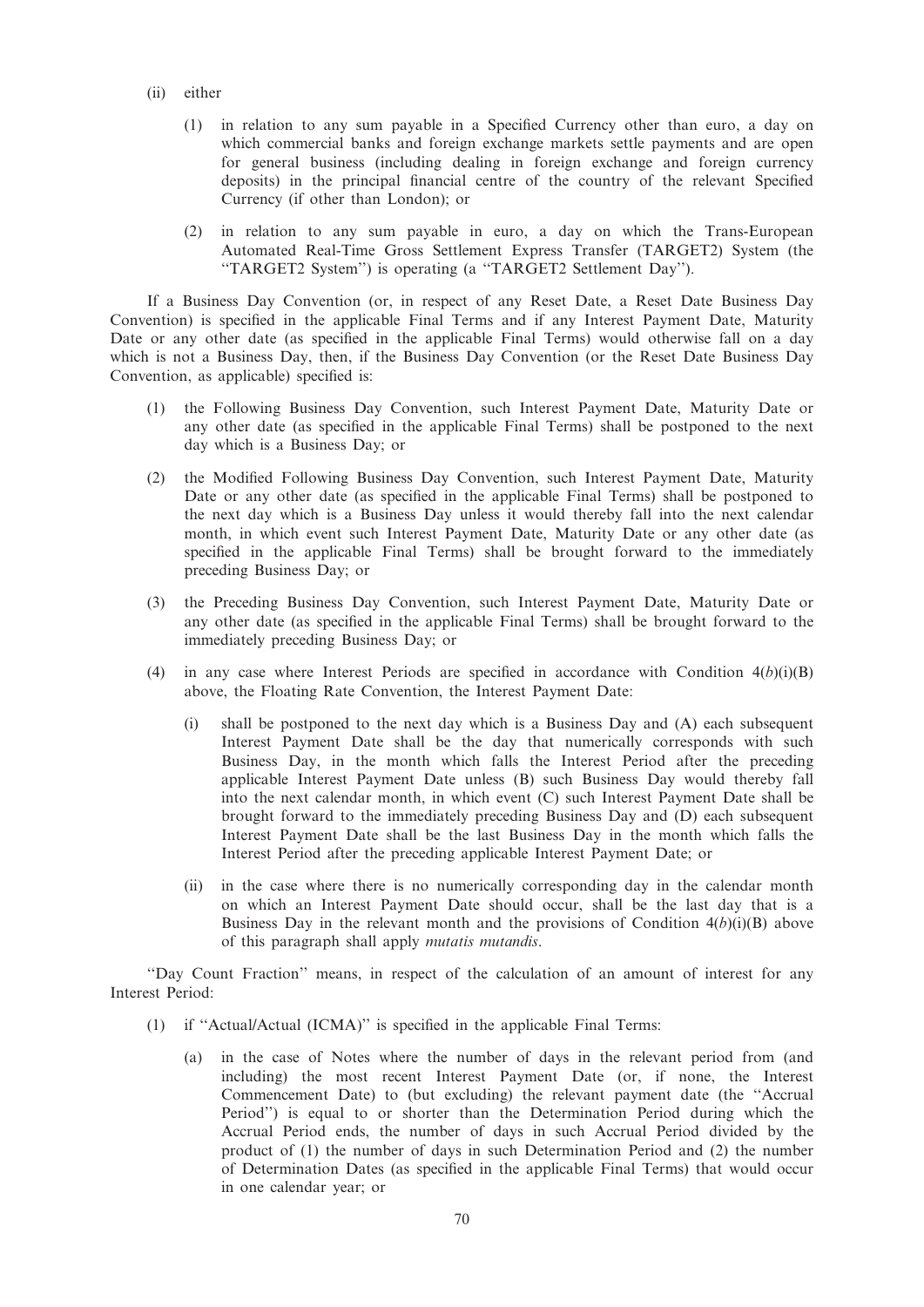(ii) either

(1) in relation to any sum payable in a Specified Currency other than euro, a day on which commercial banks and foreign exchange markets settle payments and are open for general business (including dealing in foreign exchange and foreign currency deposits) in the principal financial centre of the country of the relevant Specified Currency (if other than London); or

(2) in relation to any sum payable in euro, a day on which the Trans-European Automated Real-Time Gross Settlement Express Transfer (TARGET2) System (the "TARGET2 System") is operating (a "TARGET2 Settlement Day").

If a Business Day Convention (or, in respect of any Reset Date, a Reset Date Business Day Convention) is specified in the applicable Final Terms and if any Interest Payment Date, Maturity Date or any other date (as specified in the applicable Final Terms) would otherwise fall on a day which is not a Business Day, then, if the Business Day Convention (or the Reset Date Business Day Convention, as applicable) specified is:

(1) the Following Business Day Convention, such Interest Payment Date, Maturity Date or any other date (as specified in the applicable Final Terms) shall be postponed to the next day which is a Business Day; or

(2) the Modified Following Business Day Convention, such Interest Payment Date, Maturity Date or any other date (as specified in the applicable Final Terms) shall be postponed to the next day which is a Business Day unless it would thereby fall into the next calendar month, in which event such Interest Payment Date, Maturity Date or any other date (as specified in the applicable Final Terms) shall be brought forward to the immediately preceding Business Day; or

(3) the Preceding Business Day Convention, such Interest Payment Date, Maturity Date or any other date (as specified in the applicable Final Terms) shall be brought forward to the immediately preceding Business Day; or

(4) in any case where Interest Periods are specified in accordance with Condition 4(*b*)(i)(B) above, the Floating Rate Convention, the Interest Payment Date:

   (i) shall be postponed to the next day which is a Business Day and (A) each subsequent Interest Payment Date shall be the day that numerically corresponds with such Business Day, in the month which falls the Interest Period after the preceding applicable Interest Payment Date unless (B) such Business Day would thereby fall into the next calendar month, in which event (C) such Interest Payment Date shall be brought forward to the immediately preceding Business Day and (D) each subsequent Interest Payment Date shall be the last Business Day in the month which falls the Interest Period after the preceding applicable Interest Payment Date; or

   (ii) in the case where there is no numerically corresponding day in the calendar month on which an Interest Payment Date should occur, shall be the last day that is a Business Day in the relevant month and the provisions of Condition 4(*b*)(i)(B) above of this paragraph shall apply *mutatis mutandis*.

"Day Count Fraction" means, in respect of the calculation of an amount of interest for any Interest Period:

(1) if "Actual/Actual (ICMA)" is specified in the applicable Final Terms:

   (a) in the case of Notes where the number of days in the relevant period from (and including) the most recent Interest Payment Date (or, if none, the Interest Commencement Date) to (but excluding) the relevant payment date (the "Accrual Period") is equal to or shorter than the Determination Period during which the Accrual Period ends, the number of days in such Accrual Period divided by the product of (1) the number of days in such Determination Period and (2) the number of Determination Dates (as specified in the applicable Final Terms) that would occur in one calendar year; or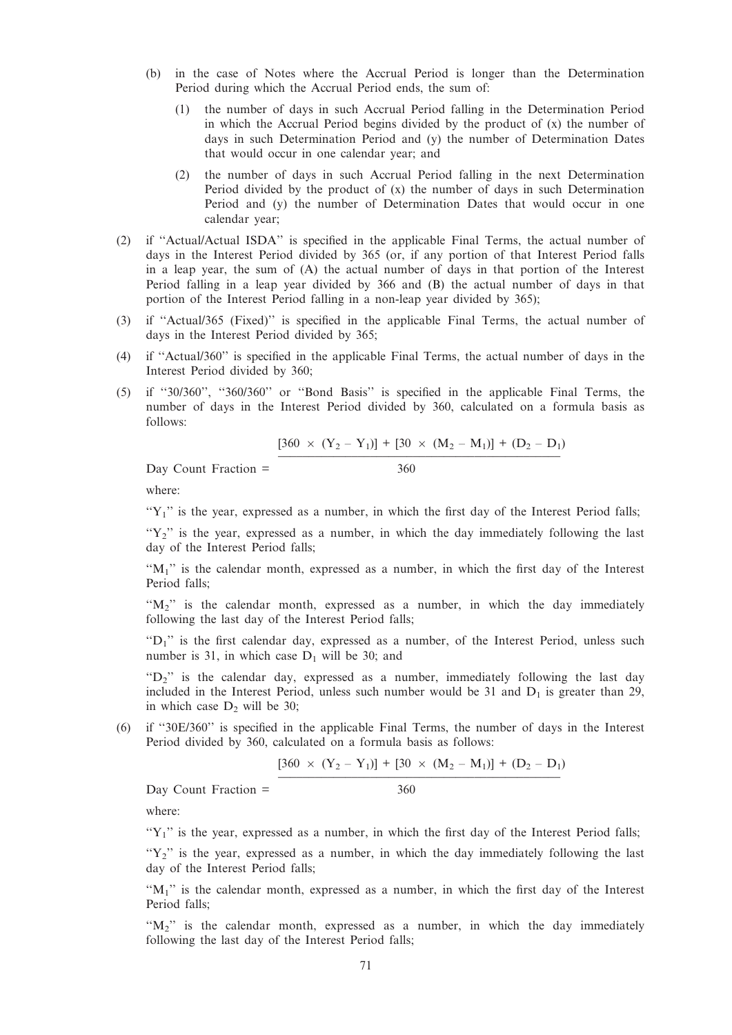(b) in the case of Notes where the Accrual Period is longer than the Determination Period during which the Accrual Period ends, the sum of:

  (1) the number of days in such Accrual Period falling in the Determination Period in which the Accrual Period begins divided by the product of (x) the number of days in such Determination Period and (y) the number of Determination Dates that would occur in one calendar year; and

  (2) the number of days in such Accrual Period falling in the next Determination Period divided by the product of (x) the number of days in such Determination Period and (y) the number of Determination Dates that would occur in one calendar year;

(2) if ''Actual/Actual ISDA'' is specified in the applicable Final Terms, the actual number of days in the Interest Period divided by 365 (or, if any portion of that Interest Period falls in a leap year, the sum of (A) the actual number of days in that portion of the Interest Period falling in a leap year divided by 366 and (B) the actual number of days in that portion of the Interest Period falling in a non-leap year divided by 365);

(3) if ''Actual/365 (Fixed)'' is specified in the applicable Final Terms, the actual number of days in the Interest Period divided by 365;

(4) if ''Actual/360'' is specified in the applicable Final Terms, the actual number of days in the Interest Period divided by 360;

(5) if ''30/360'', ''360/360'' or ''Bond Basis'' is specified in the applicable Final Terms, the number of days in the Interest Period divided by 360, calculated on a formula basis as follows:

$$\text{Day Count Fraction} = \frac{[360 \times (Y_2 - Y_1)] + [30 \times (M_2 - M_1)] + (D_2 - D_1)}{360}$$

where:

''$Y_1$'' is the year, expressed as a number, in which the first day of the Interest Period falls;

''$Y_2$'' is the year, expressed as a number, in which the day immediately following the last day of the Interest Period falls;

''$M_1$'' is the calendar month, expressed as a number, in which the first day of the Interest Period falls;

''$M_2$'' is the calendar month, expressed as a number, in which the day immediately following the last day of the Interest Period falls;

''$D_1$'' is the first calendar day, expressed as a number, of the Interest Period, unless such number is 31, in which case $D_1$ will be 30; and

''$D_2$'' is the calendar day, expressed as a number, immediately following the last day included in the Interest Period, unless such number would be 31 and $D_1$ is greater than 29, in which case $D_2$ will be 30;

(6) if ''30E/360'' is specified in the applicable Final Terms, the number of days in the Interest Period divided by 360, calculated on a formula basis as follows:

$$\text{Day Count Fraction} = \frac{[360 \times (Y_2 - Y_1)] + [30 \times (M_2 - M_1)] + (D_2 - D_1)}{360}$$

where:

''$Y_1$'' is the year, expressed as a number, in which the first day of the Interest Period falls;

''$Y_2$'' is the year, expressed as a number, in which the day immediately following the last day of the Interest Period falls;

''$M_1$'' is the calendar month, expressed as a number, in which the first day of the Interest Period falls;

''$M_2$'' is the calendar month, expressed as a number, in which the day immediately following the last day of the Interest Period falls;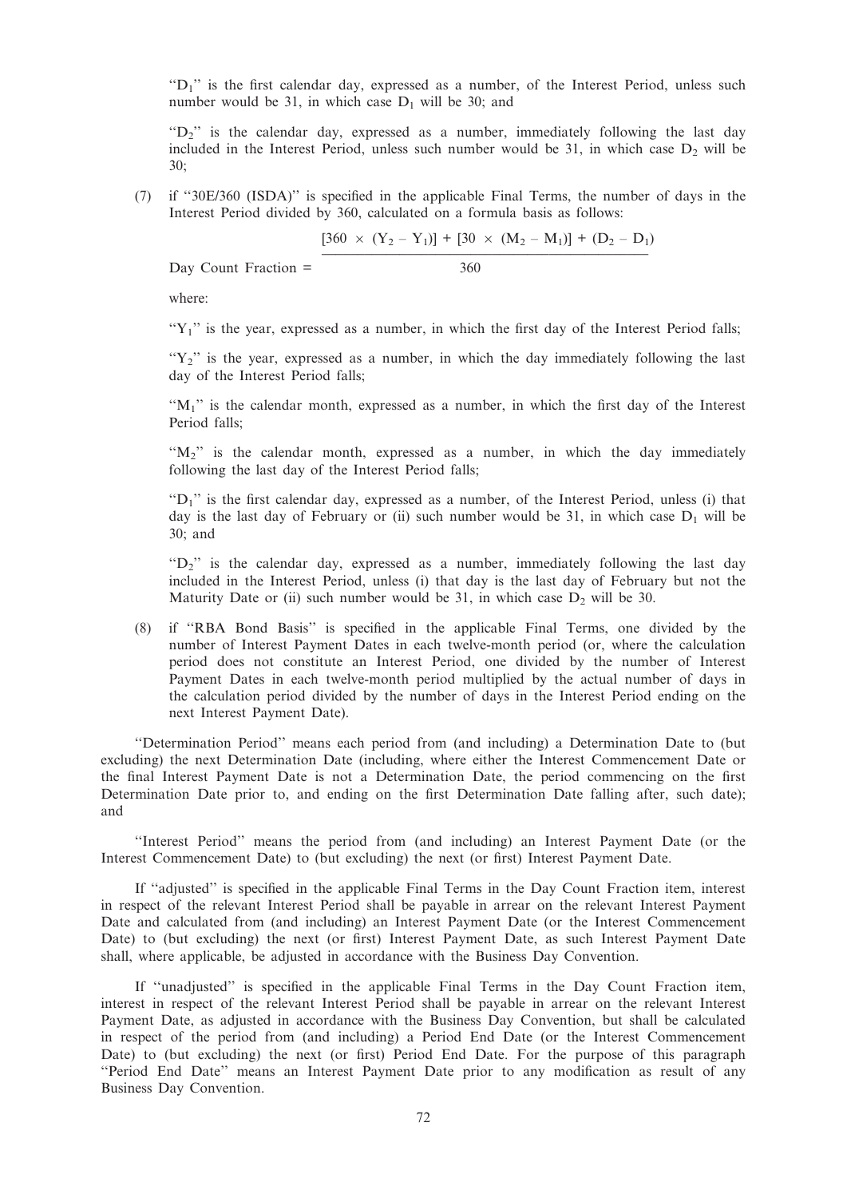"$D_1$" is the first calendar day, expressed as a number, of the Interest Period, unless such number would be 31, in which case $D_1$ will be 30; and

"$D_2$" is the calendar day, expressed as a number, immediately following the last day included in the Interest Period, unless such number would be 31, in which case $D_2$ will be 30;

(7) if "30E/360 (ISDA)" is specified in the applicable Final Terms, the number of days in the Interest Period divided by 360, calculated on a formula basis as follows:

$$\text{Day Count Fraction} = \frac{[360 \times (Y_2 - Y_1)] + [30 \times (M_2 - M_1)] + (D_2 - D_1)}{360}$$

where:

"$Y_1$" is the year, expressed as a number, in which the first day of the Interest Period falls;

"$Y_2$" is the year, expressed as a number, in which the day immediately following the last day of the Interest Period falls;

"$M_1$" is the calendar month, expressed as a number, in which the first day of the Interest Period falls;

"$M_2$" is the calendar month, expressed as a number, in which the day immediately following the last day of the Interest Period falls;

"$D_1$" is the first calendar day, expressed as a number, of the Interest Period, unless (i) that day is the last day of February or (ii) such number would be 31, in which case $D_1$ will be 30; and

"$D_2$" is the calendar day, expressed as a number, immediately following the last day included in the Interest Period, unless (i) that day is the last day of February but not the Maturity Date or (ii) such number would be 31, in which case $D_2$ will be 30.

(8) if "RBA Bond Basis" is specified in the applicable Final Terms, one divided by the number of Interest Payment Dates in each twelve-month period (or, where the calculation period does not constitute an Interest Period, one divided by the number of Interest Payment Dates in each twelve-month period multiplied by the actual number of days in the calculation period divided by the number of days in the Interest Period ending on the next Interest Payment Date).

"Determination Period" means each period from (and including) a Determination Date to (but excluding) the next Determination Date (including, where either the Interest Commencement Date or the final Interest Payment Date is not a Determination Date, the period commencing on the first Determination Date prior to, and ending on the first Determination Date falling after, such date); and

"Interest Period" means the period from (and including) an Interest Payment Date (or the Interest Commencement Date) to (but excluding) the next (or first) Interest Payment Date.

If "adjusted" is specified in the applicable Final Terms in the Day Count Fraction item, interest in respect of the relevant Interest Period shall be payable in arrear on the relevant Interest Payment Date and calculated from (and including) an Interest Payment Date (or the Interest Commencement Date) to (but excluding) the next (or first) Interest Payment Date, as such Interest Payment Date shall, where applicable, be adjusted in accordance with the Business Day Convention.

If "unadjusted" is specified in the applicable Final Terms in the Day Count Fraction item, interest in respect of the relevant Interest Period shall be payable in arrear on the relevant Interest Payment Date, as adjusted in accordance with the Business Day Convention, but shall be calculated in respect of the period from (and including) a Period End Date (or the Interest Commencement Date) to (but excluding) the next (or first) Period End Date. For the purpose of this paragraph "Period End Date" means an Interest Payment Date prior to any modification as result of any Business Day Convention.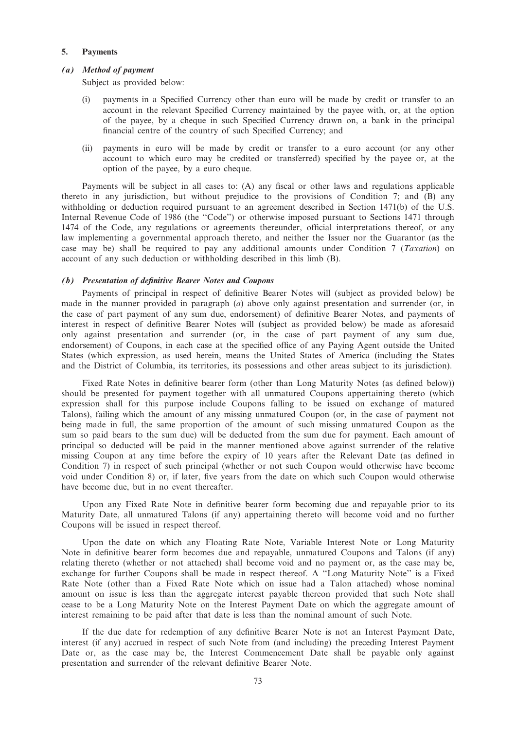## 5. Payments

### *(a) Method of payment*

Subject as provided below:

(i) payments in a Specified Currency other than euro will be made by credit or transfer to an account in the relevant Specified Currency maintained by the payee with, or, at the option of the payee, by a cheque in such Specified Currency drawn on, a bank in the principal financial centre of the country of such Specified Currency; and

(ii) payments in euro will be made by credit or transfer to a euro account (or any other account to which euro may be credited or transferred) specified by the payee or, at the option of the payee, by a euro cheque.

Payments will be subject in all cases to: (A) any fiscal or other laws and regulations applicable thereto in any jurisdiction, but without prejudice to the provisions of Condition 7; and (B) any withholding or deduction required pursuant to an agreement described in Section 1471(b) of the U.S. Internal Revenue Code of 1986 (the ''Code'') or otherwise imposed pursuant to Sections 1471 through 1474 of the Code, any regulations or agreements thereunder, official interpretations thereof, or any law implementing a governmental approach thereto, and neither the Issuer nor the Guarantor (as the case may be) shall be required to pay any additional amounts under Condition 7 (*Taxation*) on account of any such deduction or withholding described in this limb (B).

### *(b) Presentation of definitive Bearer Notes and Coupons*

Payments of principal in respect of definitive Bearer Notes will (subject as provided below) be made in the manner provided in paragraph (*a*) above only against presentation and surrender (or, in the case of part payment of any sum due, endorsement) of definitive Bearer Notes, and payments of interest in respect of definitive Bearer Notes will (subject as provided below) be made as aforesaid only against presentation and surrender (or, in the case of part payment of any sum due, endorsement) of Coupons, in each case at the specified office of any Paying Agent outside the United States (which expression, as used herein, means the United States of America (including the States and the District of Columbia, its territories, its possessions and other areas subject to its jurisdiction).

Fixed Rate Notes in definitive bearer form (other than Long Maturity Notes (as defined below)) should be presented for payment together with all unmatured Coupons appertaining thereto (which expression shall for this purpose include Coupons falling to be issued on exchange of matured Talons), failing which the amount of any missing unmatured Coupon (or, in the case of payment not being made in full, the same proportion of the amount of such missing unmatured Coupon as the sum so paid bears to the sum due) will be deducted from the sum due for payment. Each amount of principal so deducted will be paid in the manner mentioned above against surrender of the relative missing Coupon at any time before the expiry of 10 years after the Relevant Date (as defined in Condition 7) in respect of such principal (whether or not such Coupon would otherwise have become void under Condition 8) or, if later, five years from the date on which such Coupon would otherwise have become due, but in no event thereafter.

Upon any Fixed Rate Note in definitive bearer form becoming due and repayable prior to its Maturity Date, all unmatured Talons (if any) appertaining thereto will become void and no further Coupons will be issued in respect thereof.

Upon the date on which any Floating Rate Note, Variable Interest Note or Long Maturity Note in definitive bearer form becomes due and repayable, unmatured Coupons and Talons (if any) relating thereto (whether or not attached) shall become void and no payment or, as the case may be, exchange for further Coupons shall be made in respect thereof. A ''Long Maturity Note'' is a Fixed Rate Note (other than a Fixed Rate Note which on issue had a Talon attached) whose nominal amount on issue is less than the aggregate interest payable thereon provided that such Note shall cease to be a Long Maturity Note on the Interest Payment Date on which the aggregate amount of interest remaining to be paid after that date is less than the nominal amount of such Note.

If the due date for redemption of any definitive Bearer Note is not an Interest Payment Date, interest (if any) accrued in respect of such Note from (and including) the preceding Interest Payment Date or, as the case may be, the Interest Commencement Date shall be payable only against presentation and surrender of the relevant definitive Bearer Note.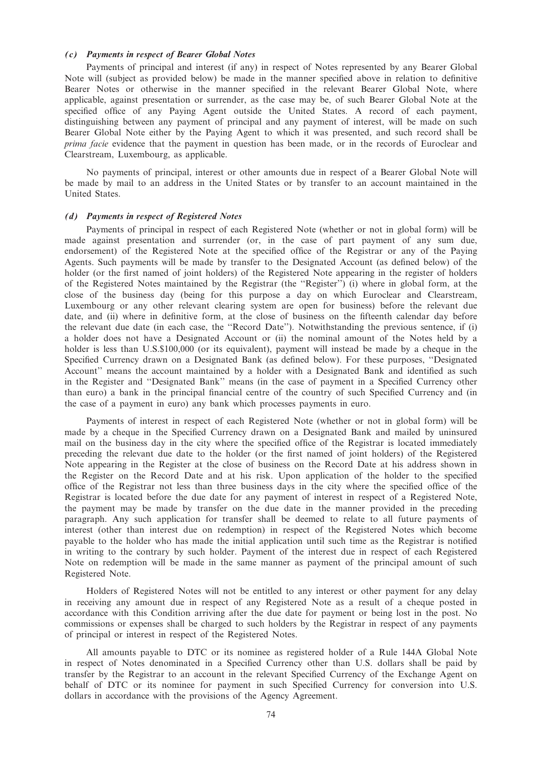### *(c) Payments in respect of Bearer Global Notes*

Payments of principal and interest (if any) in respect of Notes represented by any Bearer Global Note will (subject as provided below) be made in the manner specified above in relation to definitive Bearer Notes or otherwise in the manner specified in the relevant Bearer Global Note, where applicable, against presentation or surrender, as the case may be, of such Bearer Global Note at the specified office of any Paying Agent outside the United States. A record of each payment, distinguishing between any payment of principal and any payment of interest, will be made on such Bearer Global Note either by the Paying Agent to which it was presented, and such record shall be *prima facie* evidence that the payment in question has been made, or in the records of Euroclear and Clearstream, Luxembourg, as applicable.

No payments of principal, interest or other amounts due in respect of a Bearer Global Note will be made by mail to an address in the United States or by transfer to an account maintained in the United States.

### *(d) Payments in respect of Registered Notes*

Payments of principal in respect of each Registered Note (whether or not in global form) will be made against presentation and surrender (or, in the case of part payment of any sum due, endorsement) of the Registered Note at the specified office of the Registrar or any of the Paying Agents. Such payments will be made by transfer to the Designated Account (as defined below) of the holder (or the first named of joint holders) of the Registered Note appearing in the register of holders of the Registered Notes maintained by the Registrar (the ''Register'') (i) where in global form, at the close of the business day (being for this purpose a day on which Euroclear and Clearstream, Luxembourg or any other relevant clearing system are open for business) before the relevant due date, and (ii) where in definitive form, at the close of business on the fifteenth calendar day before the relevant due date (in each case, the ''Record Date''). Notwithstanding the previous sentence, if (i) a holder does not have a Designated Account or (ii) the nominal amount of the Notes held by a holder is less than U.S.$100,000 (or its equivalent), payment will instead be made by a cheque in the Specified Currency drawn on a Designated Bank (as defined below). For these purposes, ''Designated Account'' means the account maintained by a holder with a Designated Bank and identified as such in the Register and ''Designated Bank'' means (in the case of payment in a Specified Currency other than euro) a bank in the principal financial centre of the country of such Specified Currency and (in the case of a payment in euro) any bank which processes payments in euro.

Payments of interest in respect of each Registered Note (whether or not in global form) will be made by a cheque in the Specified Currency drawn on a Designated Bank and mailed by uninsured mail on the business day in the city where the specified office of the Registrar is located immediately preceding the relevant due date to the holder (or the first named of joint holders) of the Registered Note appearing in the Register at the close of business on the Record Date at his address shown in the Register on the Record Date and at his risk. Upon application of the holder to the specified office of the Registrar not less than three business days in the city where the specified office of the Registrar is located before the due date for any payment of interest in respect of a Registered Note, the payment may be made by transfer on the due date in the manner provided in the preceding paragraph. Any such application for transfer shall be deemed to relate to all future payments of interest (other than interest due on redemption) in respect of the Registered Notes which become payable to the holder who has made the initial application until such time as the Registrar is notified in writing to the contrary by such holder. Payment of the interest due in respect of each Registered Note on redemption will be made in the same manner as payment of the principal amount of such Registered Note.

Holders of Registered Notes will not be entitled to any interest or other payment for any delay in receiving any amount due in respect of any Registered Note as a result of a cheque posted in accordance with this Condition arriving after the due date for payment or being lost in the post. No commissions or expenses shall be charged to such holders by the Registrar in respect of any payments of principal or interest in respect of the Registered Notes.

All amounts payable to DTC or its nominee as registered holder of a Rule 144A Global Note in respect of Notes denominated in a Specified Currency other than U.S. dollars shall be paid by transfer by the Registrar to an account in the relevant Specified Currency of the Exchange Agent on behalf of DTC or its nominee for payment in such Specified Currency for conversion into U.S. dollars in accordance with the provisions of the Agency Agreement.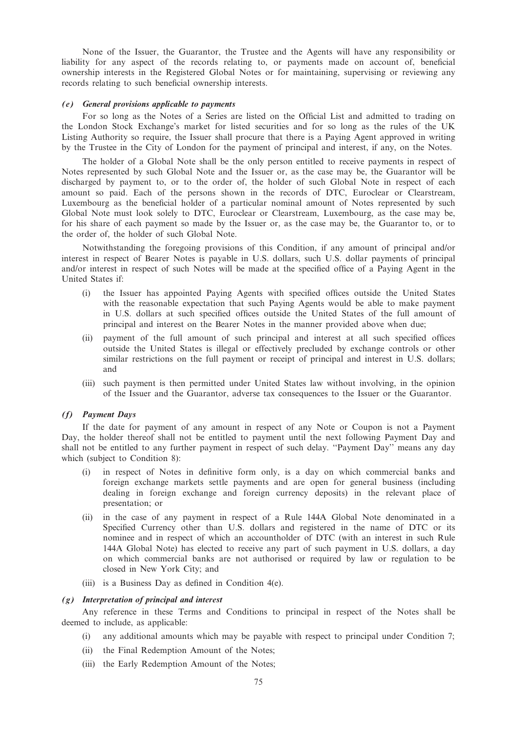None of the Issuer, the Guarantor, the Trustee and the Agents will have any responsibility or liability for any aspect of the records relating to, or payments made on account of, beneficial ownership interests in the Registered Global Notes or for maintaining, supervising or reviewing any records relating to such beneficial ownership interests.

***(e) General provisions applicable to payments***

For so long as the Notes of a Series are listed on the Official List and admitted to trading on the London Stock Exchange's market for listed securities and for so long as the rules of the UK Listing Authority so require, the Issuer shall procure that there is a Paying Agent approved in writing by the Trustee in the City of London for the payment of principal and interest, if any, on the Notes.

The holder of a Global Note shall be the only person entitled to receive payments in respect of Notes represented by such Global Note and the Issuer or, as the case may be, the Guarantor will be discharged by payment to, or to the order of, the holder of such Global Note in respect of each amount so paid. Each of the persons shown in the records of DTC, Euroclear or Clearstream, Luxembourg as the beneficial holder of a particular nominal amount of Notes represented by such Global Note must look solely to DTC, Euroclear or Clearstream, Luxembourg, as the case may be, for his share of each payment so made by the Issuer or, as the case may be, the Guarantor to, or to the order of, the holder of such Global Note.

Notwithstanding the foregoing provisions of this Condition, if any amount of principal and/or interest in respect of Bearer Notes is payable in U.S. dollars, such U.S. dollar payments of principal and/or interest in respect of such Notes will be made at the specified office of a Paying Agent in the United States if:

(i) the Issuer has appointed Paying Agents with specified offices outside the United States with the reasonable expectation that such Paying Agents would be able to make payment in U.S. dollars at such specified offices outside the United States of the full amount of principal and interest on the Bearer Notes in the manner provided above when due;

(ii) payment of the full amount of such principal and interest at all such specified offices outside the United States is illegal or effectively precluded by exchange controls or other similar restrictions on the full payment or receipt of principal and interest in U.S. dollars; and

(iii) such payment is then permitted under United States law without involving, in the opinion of the Issuer and the Guarantor, adverse tax consequences to the Issuer or the Guarantor.

***(f) Payment Days***

If the date for payment of any amount in respect of any Note or Coupon is not a Payment Day, the holder thereof shall not be entitled to payment until the next following Payment Day and shall not be entitled to any further payment in respect of such delay. ''Payment Day'' means any day which (subject to Condition 8):

(i) in respect of Notes in definitive form only, is a day on which commercial banks and foreign exchange markets settle payments and are open for general business (including dealing in foreign exchange and foreign currency deposits) in the relevant place of presentation; or

(ii) in the case of any payment in respect of a Rule 144A Global Note denominated in a Specified Currency other than U.S. dollars and registered in the name of DTC or its nominee and in respect of which an accountholder of DTC (with an interest in such Rule 144A Global Note) has elected to receive any part of such payment in U.S. dollars, a day on which commercial banks are not authorised or required by law or regulation to be closed in New York City; and

(iii) is a Business Day as defined in Condition 4(e).

***(g) Interpretation of principal and interest***

Any reference in these Terms and Conditions to principal in respect of the Notes shall be deemed to include, as applicable:

(i) any additional amounts which may be payable with respect to principal under Condition 7;

(ii) the Final Redemption Amount of the Notes;

(iii) the Early Redemption Amount of the Notes;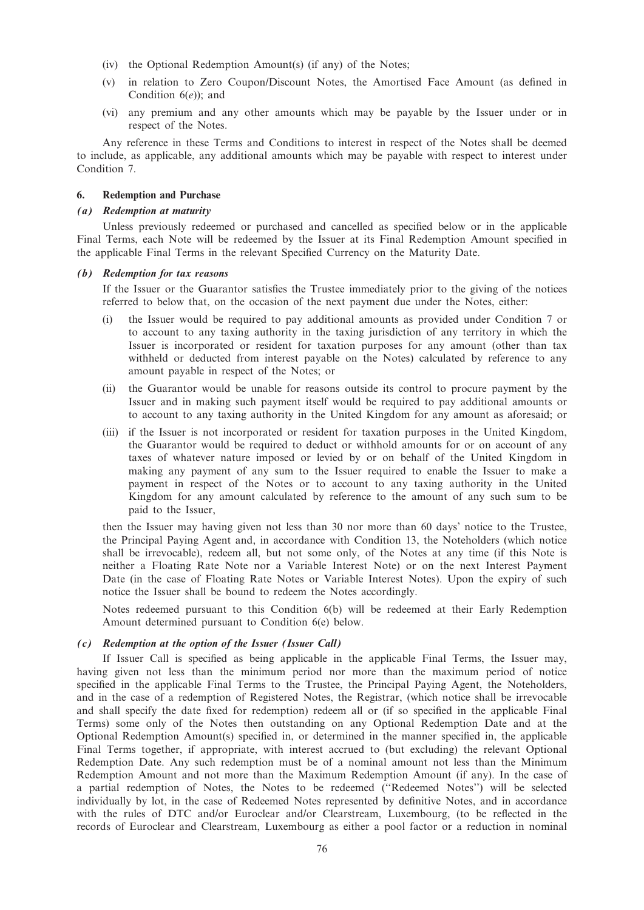- (iv) the Optional Redemption Amount(s) (if any) of the Notes;
- (v) in relation to Zero Coupon/Discount Notes, the Amortised Face Amount (as defined in Condition 6(*e*)); and
- (vi) any premium and any other amounts which may be payable by the Issuer under or in respect of the Notes.

Any reference in these Terms and Conditions to interest in respect of the Notes shall be deemed to include, as applicable, any additional amounts which may be payable with respect to interest under Condition 7.

## 6. Redemption and Purchase

### *(a) Redemption at maturity*

Unless previously redeemed or purchased and cancelled as specified below or in the applicable Final Terms, each Note will be redeemed by the Issuer at its Final Redemption Amount specified in the applicable Final Terms in the relevant Specified Currency on the Maturity Date.

### *(b) Redemption for tax reasons*

If the Issuer or the Guarantor satisfies the Trustee immediately prior to the giving of the notices referred to below that, on the occasion of the next payment due under the Notes, either:

- (i) the Issuer would be required to pay additional amounts as provided under Condition 7 or to account to any taxing authority in the taxing jurisdiction of any territory in which the Issuer is incorporated or resident for taxation purposes for any amount (other than tax withheld or deducted from interest payable on the Notes) calculated by reference to any amount payable in respect of the Notes; or
- (ii) the Guarantor would be unable for reasons outside its control to procure payment by the Issuer and in making such payment itself would be required to pay additional amounts or to account to any taxing authority in the United Kingdom for any amount as aforesaid; or
- (iii) if the Issuer is not incorporated or resident for taxation purposes in the United Kingdom, the Guarantor would be required to deduct or withhold amounts for or on account of any taxes of whatever nature imposed or levied by or on behalf of the United Kingdom in making any payment of any sum to the Issuer required to enable the Issuer to make a payment in respect of the Notes or to account to any taxing authority in the United Kingdom for any amount calculated by reference to the amount of any such sum to be paid to the Issuer,

then the Issuer may having given not less than 30 nor more than 60 days' notice to the Trustee, the Principal Paying Agent and, in accordance with Condition 13, the Noteholders (which notice shall be irrevocable), redeem all, but not some only, of the Notes at any time (if this Note is neither a Floating Rate Note nor a Variable Interest Note) or on the next Interest Payment Date (in the case of Floating Rate Notes or Variable Interest Notes). Upon the expiry of such notice the Issuer shall be bound to redeem the Notes accordingly.

Notes redeemed pursuant to this Condition 6(b) will be redeemed at their Early Redemption Amount determined pursuant to Condition 6(e) below.

### *(c) Redemption at the option of the Issuer (Issuer Call)*

If Issuer Call is specified as being applicable in the applicable Final Terms, the Issuer may, having given not less than the minimum period nor more than the maximum period of notice specified in the applicable Final Terms to the Trustee, the Principal Paying Agent, the Noteholders, and in the case of a redemption of Registered Notes, the Registrar, (which notice shall be irrevocable and shall specify the date fixed for redemption) redeem all or (if so specified in the applicable Final Terms) some only of the Notes then outstanding on any Optional Redemption Date and at the Optional Redemption Amount(s) specified in, or determined in the manner specified in, the applicable Final Terms together, if appropriate, with interest accrued to (but excluding) the relevant Optional Redemption Date. Any such redemption must be of a nominal amount not less than the Minimum Redemption Amount and not more than the Maximum Redemption Amount (if any). In the case of a partial redemption of Notes, the Notes to be redeemed (''Redeemed Notes'') will be selected individually by lot, in the case of Redeemed Notes represented by definitive Notes, and in accordance with the rules of DTC and/or Euroclear and/or Clearstream, Luxembourg, (to be reflected in the records of Euroclear and Clearstream, Luxembourg as either a pool factor or a reduction in nominal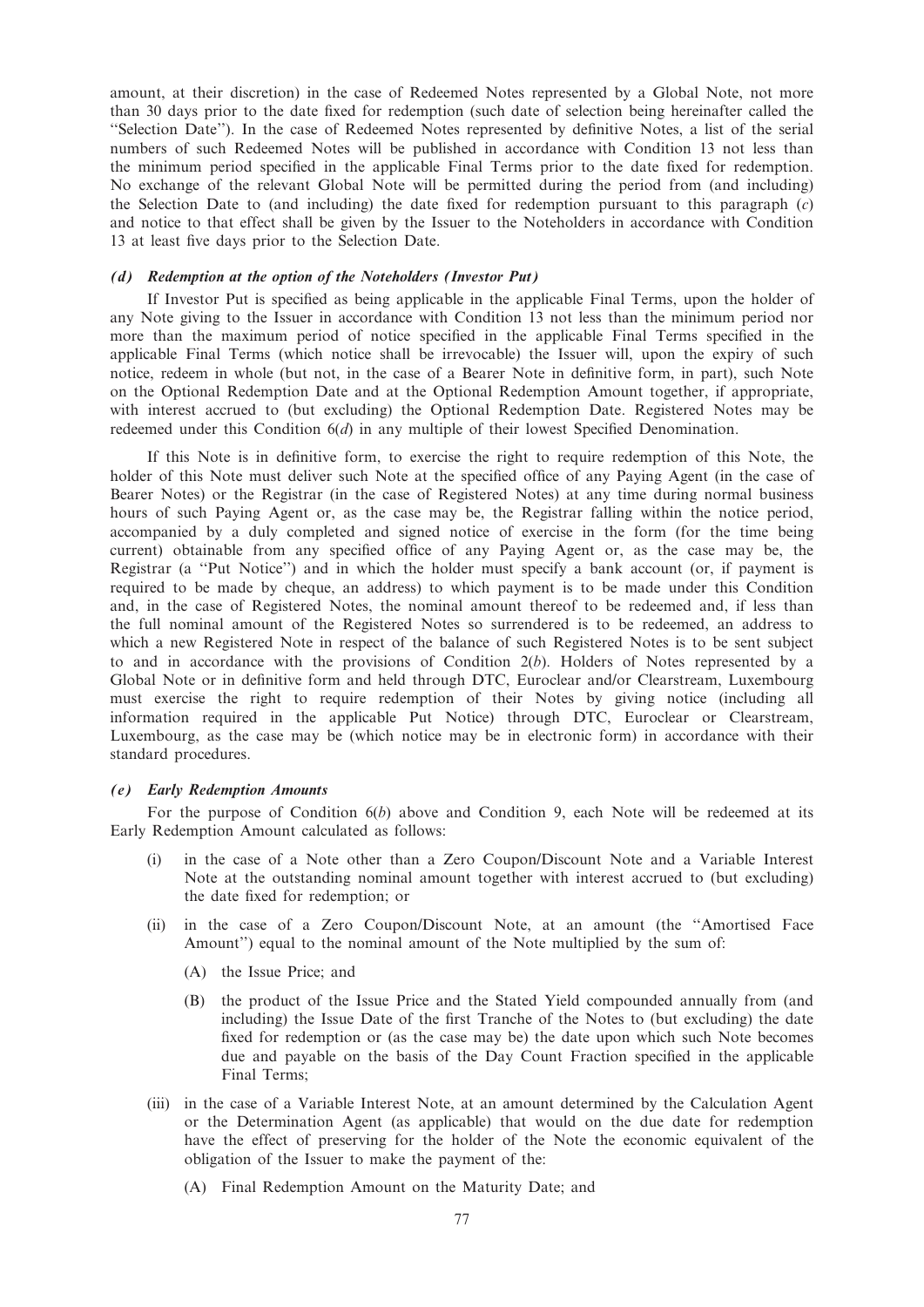amount, at their discretion) in the case of Redeemed Notes represented by a Global Note, not more than 30 days prior to the date fixed for redemption (such date of selection being hereinafter called the "Selection Date"). In the case of Redeemed Notes represented by definitive Notes, a list of the serial numbers of such Redeemed Notes will be published in accordance with Condition 13 not less than the minimum period specified in the applicable Final Terms prior to the date fixed for redemption. No exchange of the relevant Global Note will be permitted during the period from (and including) the Selection Date to (and including) the date fixed for redemption pursuant to this paragraph (*c*) and notice to that effect shall be given by the Issuer to the Noteholders in accordance with Condition 13 at least five days prior to the Selection Date.

#### *(d) Redemption at the option of the Noteholders (Investor Put)*

If Investor Put is specified as being applicable in the applicable Final Terms, upon the holder of any Note giving to the Issuer in accordance with Condition 13 not less than the minimum period nor more than the maximum period of notice specified in the applicable Final Terms specified in the applicable Final Terms (which notice shall be irrevocable) the Issuer will, upon the expiry of such notice, redeem in whole (but not, in the case of a Bearer Note in definitive form, in part), such Note on the Optional Redemption Date and at the Optional Redemption Amount together, if appropriate, with interest accrued to (but excluding) the Optional Redemption Date. Registered Notes may be redeemed under this Condition 6(*d*) in any multiple of their lowest Specified Denomination.

If this Note is in definitive form, to exercise the right to require redemption of this Note, the holder of this Note must deliver such Note at the specified office of any Paying Agent (in the case of Bearer Notes) or the Registrar (in the case of Registered Notes) at any time during normal business hours of such Paying Agent or, as the case may be, the Registrar falling within the notice period, accompanied by a duly completed and signed notice of exercise in the form (for the time being current) obtainable from any specified office of any Paying Agent or, as the case may be, the Registrar (a "Put Notice") and in which the holder must specify a bank account (or, if payment is required to be made by cheque, an address) to which payment is to be made under this Condition and, in the case of Registered Notes, the nominal amount thereof to be redeemed and, if less than the full nominal amount of the Registered Notes so surrendered is to be redeemed, an address to which a new Registered Note in respect of the balance of such Registered Notes is to be sent subject to and in accordance with the provisions of Condition 2(*b*). Holders of Notes represented by a Global Note or in definitive form and held through DTC, Euroclear and/or Clearstream, Luxembourg must exercise the right to require redemption of their Notes by giving notice (including all information required in the applicable Put Notice) through DTC, Euroclear or Clearstream, Luxembourg, as the case may be (which notice may be in electronic form) in accordance with their standard procedures.

#### *(e) Early Redemption Amounts*

For the purpose of Condition 6(*b*) above and Condition 9, each Note will be redeemed at its Early Redemption Amount calculated as follows:

(i) in the case of a Note other than a Zero Coupon/Discount Note and a Variable Interest Note at the outstanding nominal amount together with interest accrued to (but excluding) the date fixed for redemption; or

(ii) in the case of a Zero Coupon/Discount Note, at an amount (the "Amortised Face Amount") equal to the nominal amount of the Note multiplied by the sum of:

   (A) the Issue Price; and

   (B) the product of the Issue Price and the Stated Yield compounded annually from (and including) the Issue Date of the first Tranche of the Notes to (but excluding) the date fixed for redemption or (as the case may be) the date upon which such Note becomes due and payable on the basis of the Day Count Fraction specified in the applicable Final Terms;

(iii) in the case of a Variable Interest Note, at an amount determined by the Calculation Agent or the Determination Agent (as applicable) that would on the due date for redemption have the effect of preserving for the holder of the Note the economic equivalent of the obligation of the Issuer to make the payment of the:

   (A) Final Redemption Amount on the Maturity Date; and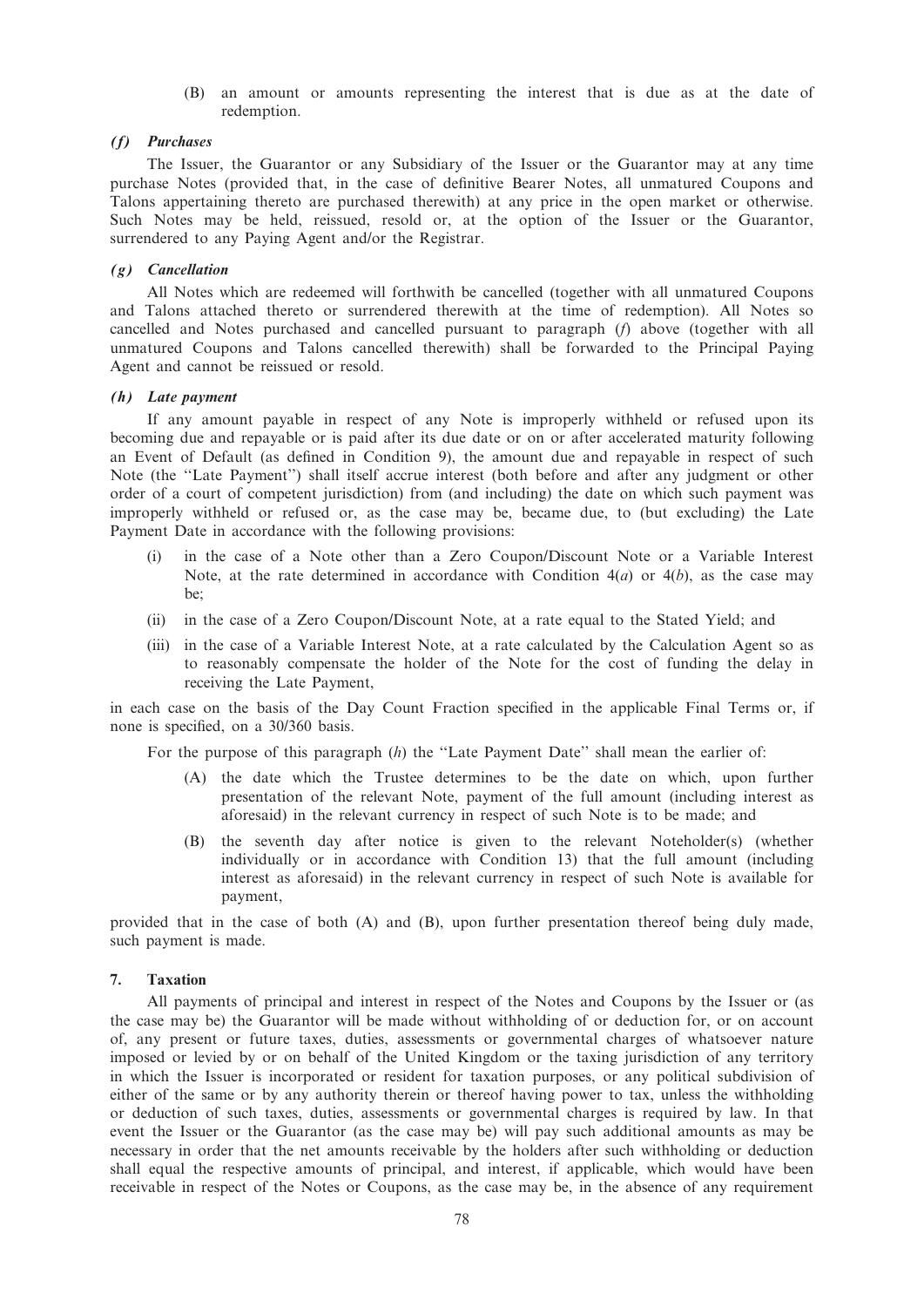(B) an amount or amounts representing the interest that is due as at the date of redemption.

***(f) Purchases***

The Issuer, the Guarantor or any Subsidiary of the Issuer or the Guarantor may at any time purchase Notes (provided that, in the case of definitive Bearer Notes, all unmatured Coupons and Talons appertaining thereto are purchased therewith) at any price in the open market or otherwise. Such Notes may be held, reissued, resold or, at the option of the Issuer or the Guarantor, surrendered to any Paying Agent and/or the Registrar.

***(g) Cancellation***

All Notes which are redeemed will forthwith be cancelled (together with all unmatured Coupons and Talons attached thereto or surrendered therewith at the time of redemption). All Notes so cancelled and Notes purchased and cancelled pursuant to paragraph (*f*) above (together with all unmatured Coupons and Talons cancelled therewith) shall be forwarded to the Principal Paying Agent and cannot be reissued or resold.

***(h) Late payment***

If any amount payable in respect of any Note is improperly withheld or refused upon its becoming due and repayable or is paid after its due date or on or after accelerated maturity following an Event of Default (as defined in Condition 9), the amount due and repayable in respect of such Note (the ''Late Payment'') shall itself accrue interest (both before and after any judgment or other order of a court of competent jurisdiction) from (and including) the date on which such payment was improperly withheld or refused or, as the case may be, became due, to (but excluding) the Late Payment Date in accordance with the following provisions:

(i) in the case of a Note other than a Zero Coupon/Discount Note or a Variable Interest Note, at the rate determined in accordance with Condition 4(*a*) or 4(*b*), as the case may be;

(ii) in the case of a Zero Coupon/Discount Note, at a rate equal to the Stated Yield; and

(iii) in the case of a Variable Interest Note, at a rate calculated by the Calculation Agent so as to reasonably compensate the holder of the Note for the cost of funding the delay in receiving the Late Payment,

in each case on the basis of the Day Count Fraction specified in the applicable Final Terms or, if none is specified, on a 30/360 basis.

For the purpose of this paragraph (*h*) the ''Late Payment Date'' shall mean the earlier of:

(A) the date which the Trustee determines to be the date on which, upon further presentation of the relevant Note, payment of the full amount (including interest as aforesaid) in the relevant currency in respect of such Note is to be made; and

(B) the seventh day after notice is given to the relevant Noteholder(s) (whether individually or in accordance with Condition 13) that the full amount (including interest as aforesaid) in the relevant currency in respect of such Note is available for payment,

provided that in the case of both (A) and (B), upon further presentation thereof being duly made, such payment is made.

## 7. Taxation

All payments of principal and interest in respect of the Notes and Coupons by the Issuer or (as the case may be) the Guarantor will be made without withholding of or deduction for, or on account of, any present or future taxes, duties, assessments or governmental charges of whatsoever nature imposed or levied by or on behalf of the United Kingdom or the taxing jurisdiction of any territory in which the Issuer is incorporated or resident for taxation purposes, or any political subdivision of either of the same or by any authority therein or thereof having power to tax, unless the withholding or deduction of such taxes, duties, assessments or governmental charges is required by law. In that event the Issuer or the Guarantor (as the case may be) will pay such additional amounts as may be necessary in order that the net amounts receivable by the holders after such withholding or deduction shall equal the respective amounts of principal, and interest, if applicable, which would have been receivable in respect of the Notes or Coupons, as the case may be, in the absence of any requirement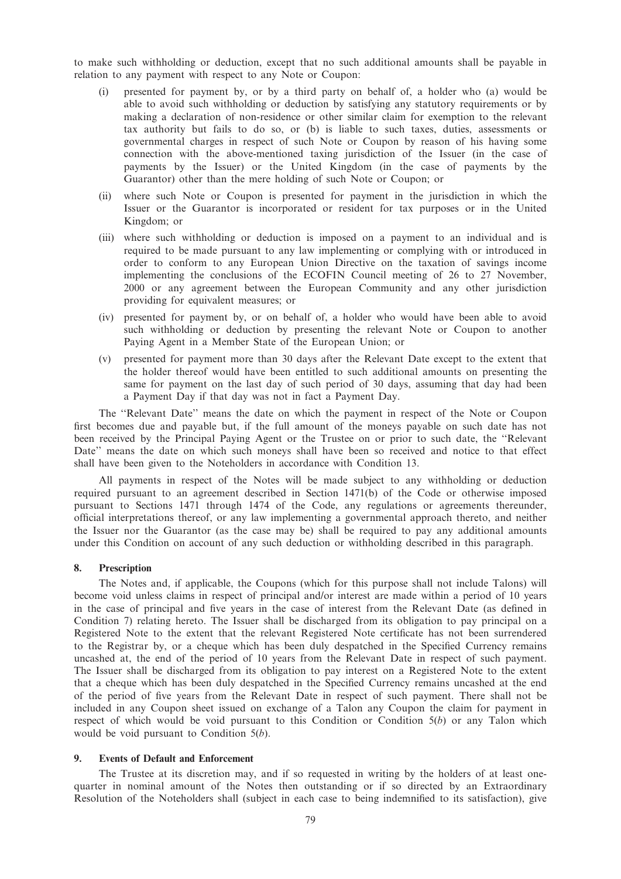to make such withholding or deduction, except that no such additional amounts shall be payable in relation to any payment with respect to any Note or Coupon:

(i) presented for payment by, or by a third party on behalf of, a holder who (a) would be able to avoid such withholding or deduction by satisfying any statutory requirements or by making a declaration of non-residence or other similar claim for exemption to the relevant tax authority but fails to do so, or (b) is liable to such taxes, duties, assessments or governmental charges in respect of such Note or Coupon by reason of his having some connection with the above-mentioned taxing jurisdiction of the Issuer (in the case of payments by the Issuer) or the United Kingdom (in the case of payments by the Guarantor) other than the mere holding of such Note or Coupon; or

(ii) where such Note or Coupon is presented for payment in the jurisdiction in which the Issuer or the Guarantor is incorporated or resident for tax purposes or in the United Kingdom; or

(iii) where such withholding or deduction is imposed on a payment to an individual and is required to be made pursuant to any law implementing or complying with or introduced in order to conform to any European Union Directive on the taxation of savings income implementing the conclusions of the ECOFIN Council meeting of 26 to 27 November, 2000 or any agreement between the European Community and any other jurisdiction providing for equivalent measures; or

(iv) presented for payment by, or on behalf of, a holder who would have been able to avoid such withholding or deduction by presenting the relevant Note or Coupon to another Paying Agent in a Member State of the European Union; or

(v) presented for payment more than 30 days after the Relevant Date except to the extent that the holder thereof would have been entitled to such additional amounts on presenting the same for payment on the last day of such period of 30 days, assuming that day had been a Payment Day if that day was not in fact a Payment Day.

The ''Relevant Date'' means the date on which the payment in respect of the Note or Coupon first becomes due and payable but, if the full amount of the moneys payable on such date has not been received by the Principal Paying Agent or the Trustee on or prior to such date, the ''Relevant Date'' means the date on which such moneys shall have been so received and notice to that effect shall have been given to the Noteholders in accordance with Condition 13.

All payments in respect of the Notes will be made subject to any withholding or deduction required pursuant to an agreement described in Section 1471(b) of the Code or otherwise imposed pursuant to Sections 1471 through 1474 of the Code, any regulations or agreements thereunder, official interpretations thereof, or any law implementing a governmental approach thereto, and neither the Issuer nor the Guarantor (as the case may be) shall be required to pay any additional amounts under this Condition on account of any such deduction or withholding described in this paragraph.

## 8. Prescription

The Notes and, if applicable, the Coupons (which for this purpose shall not include Talons) will become void unless claims in respect of principal and/or interest are made within a period of 10 years in the case of principal and five years in the case of interest from the Relevant Date (as defined in Condition 7) relating hereto. The Issuer shall be discharged from its obligation to pay principal on a Registered Note to the extent that the relevant Registered Note certificate has not been surrendered to the Registrar by, or a cheque which has been duly despatched in the Specified Currency remains uncashed at, the end of the period of 10 years from the Relevant Date in respect of such payment. The Issuer shall be discharged from its obligation to pay interest on a Registered Note to the extent that a cheque which has been duly despatched in the Specified Currency remains uncashed at the end of the period of five years from the Relevant Date in respect of such payment. There shall not be included in any Coupon sheet issued on exchange of a Talon any Coupon the claim for payment in respect of which would be void pursuant to this Condition or Condition 5(*b*) or any Talon which would be void pursuant to Condition 5(*b*).

## 9. Events of Default and Enforcement

The Trustee at its discretion may, and if so requested in writing by the holders of at least one-quarter in nominal amount of the Notes then outstanding or if so directed by an Extraordinary Resolution of the Noteholders shall (subject in each case to being indemnified to its satisfaction), give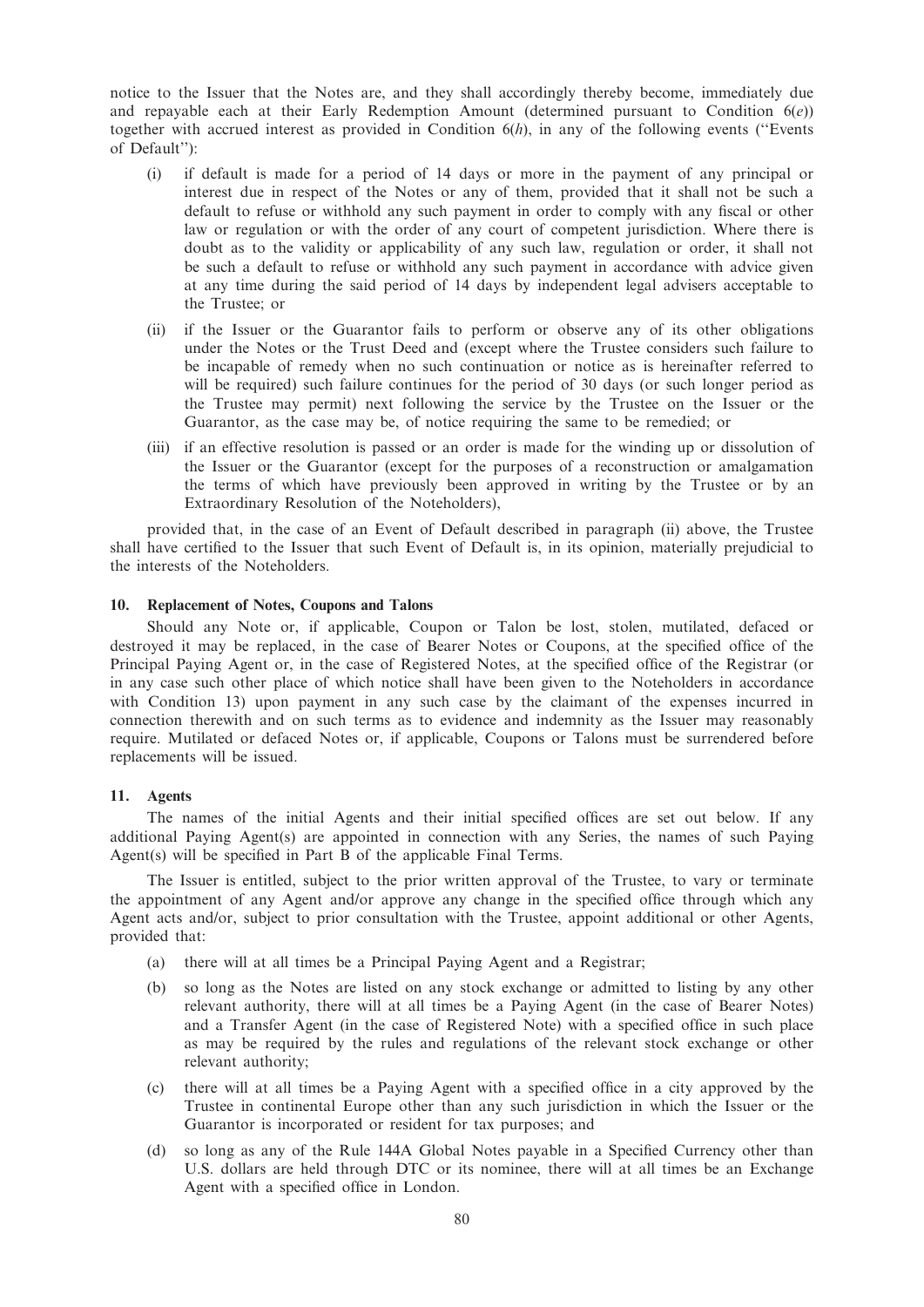notice to the Issuer that the Notes are, and they shall accordingly thereby become, immediately due and repayable each at their Early Redemption Amount (determined pursuant to Condition 6(*e*)) together with accrued interest as provided in Condition 6(*h*), in any of the following events (''Events of Default''):

(i) if default is made for a period of 14 days or more in the payment of any principal or interest due in respect of the Notes or any of them, provided that it shall not be such a default to refuse or withhold any such payment in order to comply with any fiscal or other law or regulation or with the order of any court of competent jurisdiction. Where there is doubt as to the validity or applicability of any such law, regulation or order, it shall not be such a default to refuse or withhold any such payment in accordance with advice given at any time during the said period of 14 days by independent legal advisers acceptable to the Trustee; or

(ii) if the Issuer or the Guarantor fails to perform or observe any of its other obligations under the Notes or the Trust Deed and (except where the Trustee considers such failure to be incapable of remedy when no such continuation or notice as is hereinafter referred to will be required) such failure continues for the period of 30 days (or such longer period as the Trustee may permit) next following the service by the Trustee on the Issuer or the Guarantor, as the case may be, of notice requiring the same to be remedied; or

(iii) if an effective resolution is passed or an order is made for the winding up or dissolution of the Issuer or the Guarantor (except for the purposes of a reconstruction or amalgamation the terms of which have previously been approved in writing by the Trustee or by an Extraordinary Resolution of the Noteholders),

provided that, in the case of an Event of Default described in paragraph (ii) above, the Trustee shall have certified to the Issuer that such Event of Default is, in its opinion, materially prejudicial to the interests of the Noteholders.

## 10. Replacement of Notes, Coupons and Talons

Should any Note or, if applicable, Coupon or Talon be lost, stolen, mutilated, defaced or destroyed it may be replaced, in the case of Bearer Notes or Coupons, at the specified office of the Principal Paying Agent or, in the case of Registered Notes, at the specified office of the Registrar (or in any case such other place of which notice shall have been given to the Noteholders in accordance with Condition 13) upon payment in any such case by the claimant of the expenses incurred in connection therewith and on such terms as to evidence and indemnity as the Issuer may reasonably require. Mutilated or defaced Notes or, if applicable, Coupons or Talons must be surrendered before replacements will be issued.

## 11. Agents

The names of the initial Agents and their initial specified offices are set out below. If any additional Paying Agent(s) are appointed in connection with any Series, the names of such Paying Agent(s) will be specified in Part B of the applicable Final Terms.

The Issuer is entitled, subject to the prior written approval of the Trustee, to vary or terminate the appointment of any Agent and/or approve any change in the specified office through which any Agent acts and/or, subject to prior consultation with the Trustee, appoint additional or other Agents, provided that:

(a) there will at all times be a Principal Paying Agent and a Registrar;

(b) so long as the Notes are listed on any stock exchange or admitted to listing by any other relevant authority, there will at all times be a Paying Agent (in the case of Bearer Notes) and a Transfer Agent (in the case of Registered Note) with a specified office in such place as may be required by the rules and regulations of the relevant stock exchange or other relevant authority;

(c) there will at all times be a Paying Agent with a specified office in a city approved by the Trustee in continental Europe other than any such jurisdiction in which the Issuer or the Guarantor is incorporated or resident for tax purposes; and

(d) so long as any of the Rule 144A Global Notes payable in a Specified Currency other than U.S. dollars are held through DTC or its nominee, there will at all times be an Exchange Agent with a specified office in London.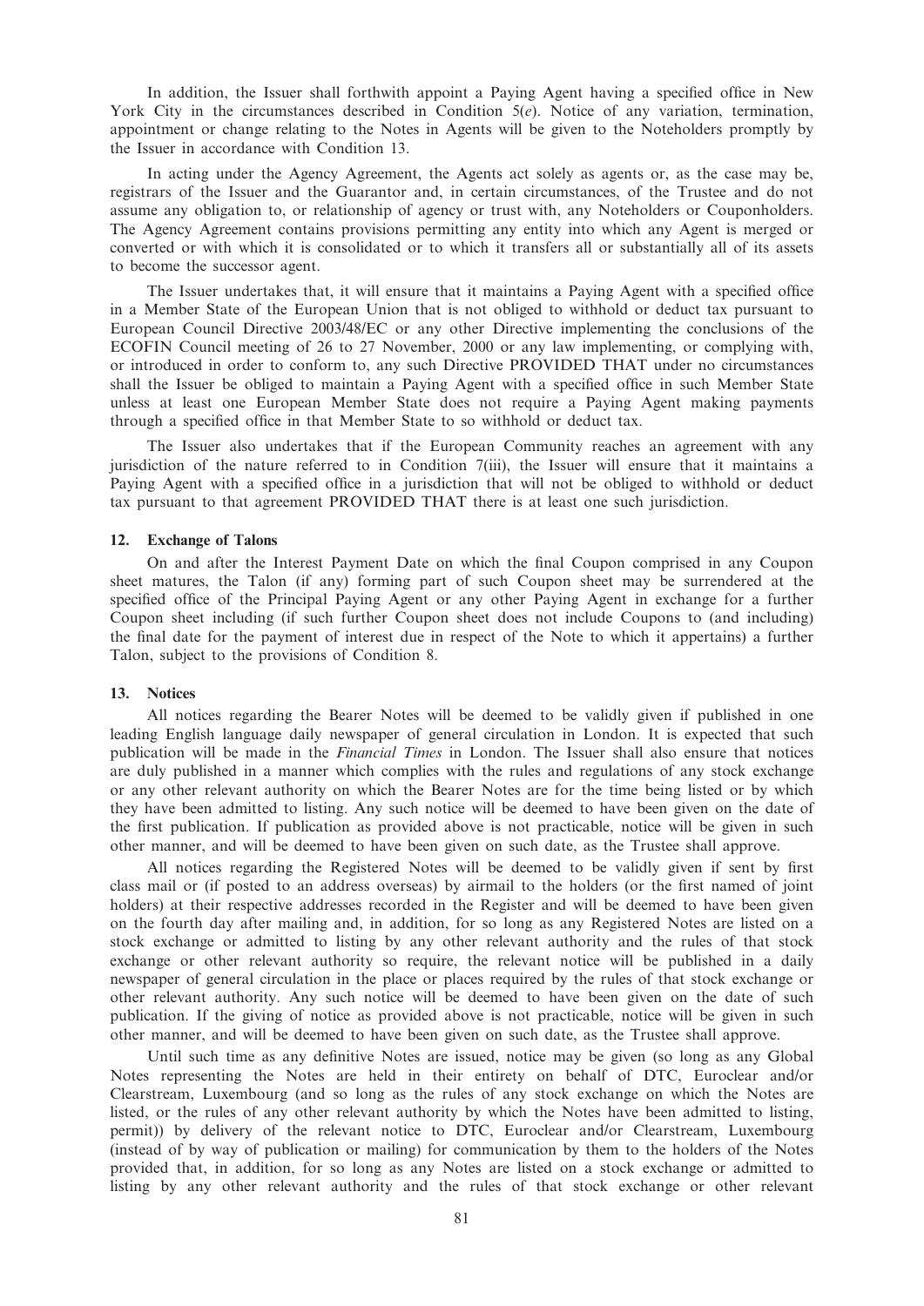In addition, the Issuer shall forthwith appoint a Paying Agent having a specified office in New York City in the circumstances described in Condition 5(*e*). Notice of any variation, termination, appointment or change relating to the Notes in Agents will be given to the Noteholders promptly by the Issuer in accordance with Condition 13.

In acting under the Agency Agreement, the Agents act solely as agents or, as the case may be, registrars of the Issuer and the Guarantor and, in certain circumstances, of the Trustee and do not assume any obligation to, or relationship of agency or trust with, any Noteholders or Couponholders. The Agency Agreement contains provisions permitting any entity into which any Agent is merged or converted or with which it is consolidated or to which it transfers all or substantially all of its assets to become the successor agent.

The Issuer undertakes that, it will ensure that it maintains a Paying Agent with a specified office in a Member State of the European Union that is not obliged to withhold or deduct tax pursuant to European Council Directive 2003/48/EC or any other Directive implementing the conclusions of the ECOFIN Council meeting of 26 to 27 November, 2000 or any law implementing, or complying with, or introduced in order to conform to, any such Directive PROVIDED THAT under no circumstances shall the Issuer be obliged to maintain a Paying Agent with a specified office in such Member State unless at least one European Member State does not require a Paying Agent making payments through a specified office in that Member State to so withhold or deduct tax.

The Issuer also undertakes that if the European Community reaches an agreement with any jurisdiction of the nature referred to in Condition 7(iii), the Issuer will ensure that it maintains a Paying Agent with a specified office in a jurisdiction that will not be obliged to withhold or deduct tax pursuant to that agreement PROVIDED THAT there is at least one such jurisdiction.

## 12. Exchange of Talons

On and after the Interest Payment Date on which the final Coupon comprised in any Coupon sheet matures, the Talon (if any) forming part of such Coupon sheet may be surrendered at the specified office of the Principal Paying Agent or any other Paying Agent in exchange for a further Coupon sheet including (if such further Coupon sheet does not include Coupons to (and including) the final date for the payment of interest due in respect of the Note to which it appertains) a further Talon, subject to the provisions of Condition 8.

## 13. Notices

All notices regarding the Bearer Notes will be deemed to be validly given if published in one leading English language daily newspaper of general circulation in London. It is expected that such publication will be made in the *Financial Times* in London. The Issuer shall also ensure that notices are duly published in a manner which complies with the rules and regulations of any stock exchange or any other relevant authority on which the Bearer Notes are for the time being listed or by which they have been admitted to listing. Any such notice will be deemed to have been given on the date of the first publication. If publication as provided above is not practicable, notice will be given in such other manner, and will be deemed to have been given on such date, as the Trustee shall approve.

All notices regarding the Registered Notes will be deemed to be validly given if sent by first class mail or (if posted to an address overseas) by airmail to the holders (or the first named of joint holders) at their respective addresses recorded in the Register and will be deemed to have been given on the fourth day after mailing and, in addition, for so long as any Registered Notes are listed on a stock exchange or admitted to listing by any other relevant authority and the rules of that stock exchange or other relevant authority so require, the relevant notice will be published in a daily newspaper of general circulation in the place or places required by the rules of that stock exchange or other relevant authority. Any such notice will be deemed to have been given on the date of such publication. If the giving of notice as provided above is not practicable, notice will be given in such other manner, and will be deemed to have been given on such date, as the Trustee shall approve.

Until such time as any definitive Notes are issued, notice may be given (so long as any Global Notes representing the Notes are held in their entirety on behalf of DTC, Euroclear and/or Clearstream, Luxembourg (and so long as the rules of any stock exchange on which the Notes are listed, or the rules of any other relevant authority by which the Notes have been admitted to listing, permit)) by delivery of the relevant notice to DTC, Euroclear and/or Clearstream, Luxembourg (instead of by way of publication or mailing) for communication by them to the holders of the Notes provided that, in addition, for so long as any Notes are listed on a stock exchange or admitted to listing by any other relevant authority and the rules of that stock exchange or other relevant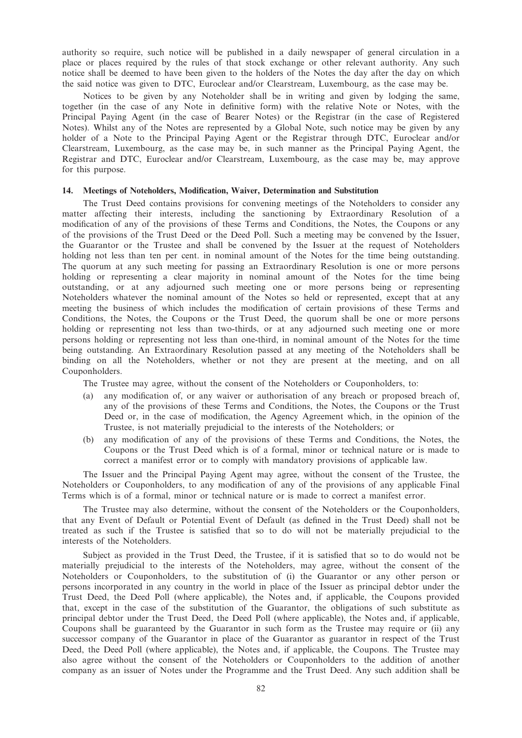authority so require, such notice will be published in a daily newspaper of general circulation in a place or places required by the rules of that stock exchange or other relevant authority. Any such notice shall be deemed to have been given to the holders of the Notes the day after the day on which the said notice was given to DTC, Euroclear and/or Clearstream, Luxembourg, as the case may be.

Notices to be given by any Noteholder shall be in writing and given by lodging the same, together (in the case of any Note in definitive form) with the relative Note or Notes, with the Principal Paying Agent (in the case of Bearer Notes) or the Registrar (in the case of Registered Notes). Whilst any of the Notes are represented by a Global Note, such notice may be given by any holder of a Note to the Principal Paying Agent or the Registrar through DTC, Euroclear and/or Clearstream, Luxembourg, as the case may be, in such manner as the Principal Paying Agent, the Registrar and DTC, Euroclear and/or Clearstream, Luxembourg, as the case may be, may approve for this purpose.

## 14. Meetings of Noteholders, Modification, Waiver, Determination and Substitution

The Trust Deed contains provisions for convening meetings of the Noteholders to consider any matter affecting their interests, including the sanctioning by Extraordinary Resolution of a modification of any of the provisions of these Terms and Conditions, the Notes, the Coupons or any of the provisions of the Trust Deed or the Deed Poll. Such a meeting may be convened by the Issuer, the Guarantor or the Trustee and shall be convened by the Issuer at the request of Noteholders holding not less than ten per cent. in nominal amount of the Notes for the time being outstanding. The quorum at any such meeting for passing an Extraordinary Resolution is one or more persons holding or representing a clear majority in nominal amount of the Notes for the time being outstanding, or at any adjourned such meeting one or more persons being or representing Noteholders whatever the nominal amount of the Notes so held or represented, except that at any meeting the business of which includes the modification of certain provisions of these Terms and Conditions, the Notes, the Coupons or the Trust Deed, the quorum shall be one or more persons holding or representing not less than two-thirds, or at any adjourned such meeting one or more persons holding or representing not less than one-third, in nominal amount of the Notes for the time being outstanding. An Extraordinary Resolution passed at any meeting of the Noteholders shall be binding on all the Noteholders, whether or not they are present at the meeting, and on all Couponholders.

The Trustee may agree, without the consent of the Noteholders or Couponholders, to:

(a) any modification of, or any waiver or authorisation of any breach or proposed breach of, any of the provisions of these Terms and Conditions, the Notes, the Coupons or the Trust Deed or, in the case of modification, the Agency Agreement which, in the opinion of the Trustee, is not materially prejudicial to the interests of the Noteholders; or

(b) any modification of any of the provisions of these Terms and Conditions, the Notes, the Coupons or the Trust Deed which is of a formal, minor or technical nature or is made to correct a manifest error or to comply with mandatory provisions of applicable law.

The Issuer and the Principal Paying Agent may agree, without the consent of the Trustee, the Noteholders or Couponholders, to any modification of any of the provisions of any applicable Final Terms which is of a formal, minor or technical nature or is made to correct a manifest error.

The Trustee may also determine, without the consent of the Noteholders or the Couponholders, that any Event of Default or Potential Event of Default (as defined in the Trust Deed) shall not be treated as such if the Trustee is satisfied that so to do will not be materially prejudicial to the interests of the Noteholders.

Subject as provided in the Trust Deed, the Trustee, if it is satisfied that so to do would not be materially prejudicial to the interests of the Noteholders, may agree, without the consent of the Noteholders or Couponholders, to the substitution of (i) the Guarantor or any other person or persons incorporated in any country in the world in place of the Issuer as principal debtor under the Trust Deed, the Deed Poll (where applicable), the Notes and, if applicable, the Coupons provided that, except in the case of the substitution of the Guarantor, the obligations of such substitute as principal debtor under the Trust Deed, the Deed Poll (where applicable), the Notes and, if applicable, Coupons shall be guaranteed by the Guarantor in such form as the Trustee may require or (ii) any successor company of the Guarantor in place of the Guarantor as guarantor in respect of the Trust Deed, the Deed Poll (where applicable), the Notes and, if applicable, the Coupons. The Trustee may also agree without the consent of the Noteholders or Couponholders to the addition of another company as an issuer of Notes under the Programme and the Trust Deed. Any such addition shall be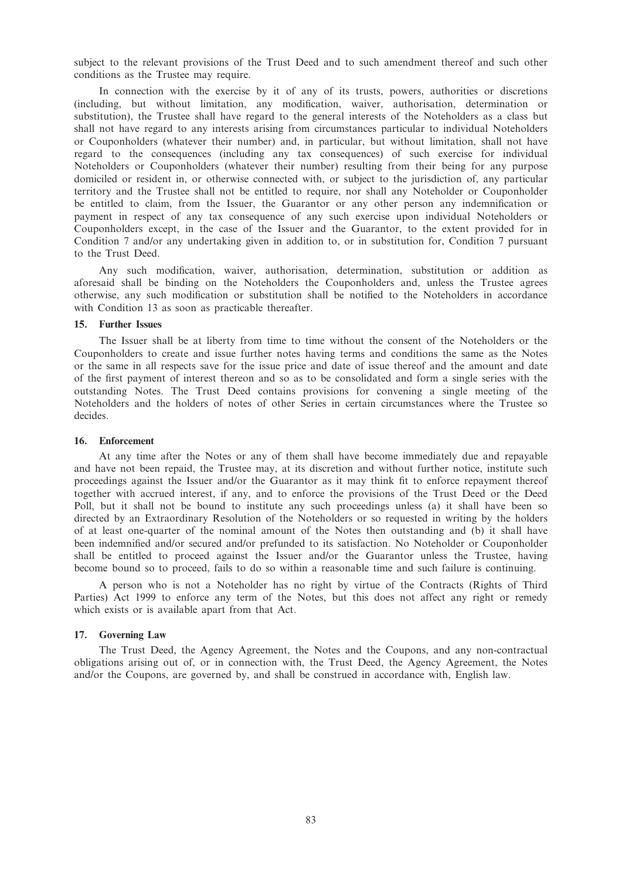subject to the relevant provisions of the Trust Deed and to such amendment thereof and such other conditions as the Trustee may require.

In connection with the exercise by it of any of its trusts, powers, authorities or discretions (including, but without limitation, any modification, waiver, authorisation, determination or substitution), the Trustee shall have regard to the general interests of the Noteholders as a class but shall not have regard to any interests arising from circumstances particular to individual Noteholders or Couponholders (whatever their number) and, in particular, but without limitation, shall not have regard to the consequences (including any tax consequences) of such exercise for individual Noteholders or Couponholders (whatever their number) resulting from their being for any purpose domiciled or resident in, or otherwise connected with, or subject to the jurisdiction of, any particular territory and the Trustee shall not be entitled to require, nor shall any Noteholder or Couponholder be entitled to claim, from the Issuer, the Guarantor or any other person any indemnification or payment in respect of any tax consequence of any such exercise upon individual Noteholders or Couponholders except, in the case of the Issuer and the Guarantor, to the extent provided for in Condition 7 and/or any undertaking given in addition to, or in substitution for, Condition 7 pursuant to the Trust Deed.

Any such modification, waiver, authorisation, determination, substitution or addition as aforesaid shall be binding on the Noteholders the Couponholders and, unless the Trustee agrees otherwise, any such modification or substitution shall be notified to the Noteholders in accordance with Condition 13 as soon as practicable thereafter.

### 15. Further Issues

The Issuer shall be at liberty from time to time without the consent of the Noteholders or the Couponholders to create and issue further notes having terms and conditions the same as the Notes or the same in all respects save for the issue price and date of issue thereof and the amount and date of the first payment of interest thereon and so as to be consolidated and form a single series with the outstanding Notes. The Trust Deed contains provisions for convening a single meeting of the Noteholders and the holders of notes of other Series in certain circumstances where the Trustee so decides.

### 16. Enforcement

At any time after the Notes or any of them shall have become immediately due and repayable and have not been repaid, the Trustee may, at its discretion and without further notice, institute such proceedings against the Issuer and/or the Guarantor as it may think fit to enforce repayment thereof together with accrued interest, if any, and to enforce the provisions of the Trust Deed or the Deed Poll, but it shall not be bound to institute any such proceedings unless (a) it shall have been so directed by an Extraordinary Resolution of the Noteholders or so requested in writing by the holders of at least one-quarter of the nominal amount of the Notes then outstanding and (b) it shall have been indemnified and/or secured and/or prefunded to its satisfaction. No Noteholder or Couponholder shall be entitled to proceed against the Issuer and/or the Guarantor unless the Trustee, having become bound so to proceed, fails to do so within a reasonable time and such failure is continuing.

A person who is not a Noteholder has no right by virtue of the Contracts (Rights of Third Parties) Act 1999 to enforce any term of the Notes, but this does not affect any right or remedy which exists or is available apart from that Act.

### 17. Governing Law

The Trust Deed, the Agency Agreement, the Notes and the Coupons, and any non-contractual obligations arising out of, or in connection with, the Trust Deed, the Agency Agreement, the Notes and/or the Coupons, are governed by, and shall be construed in accordance with, English law.